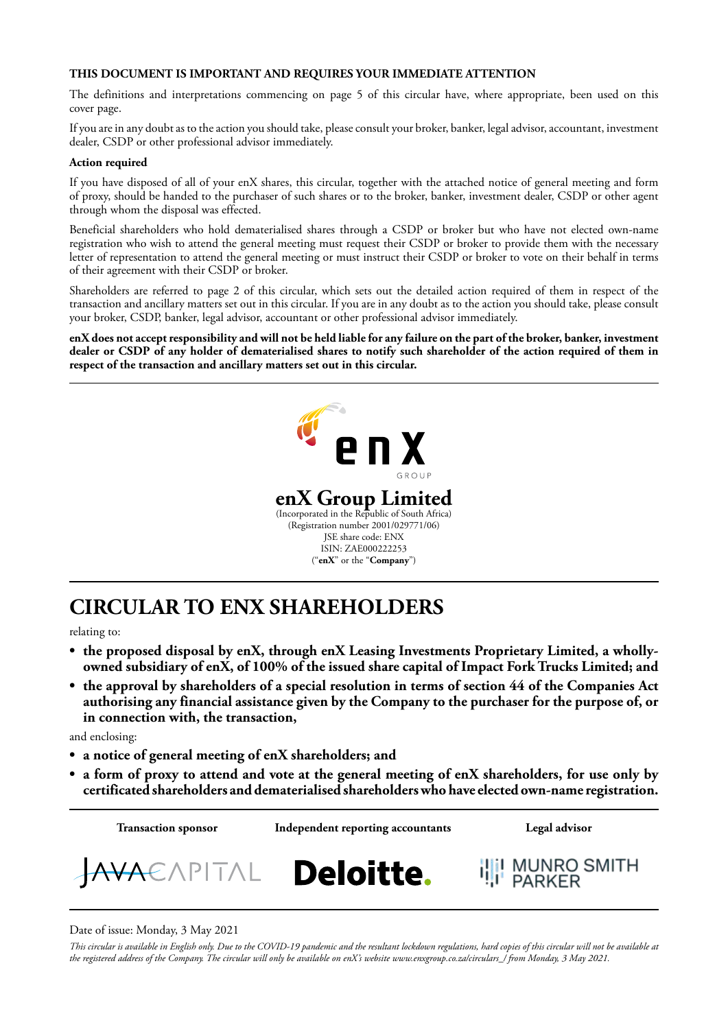**THIS DOCUMENT IS IMPORTANT AND REQUIRES YOUR IMMEDIATE ATTENTION**

The definitions and interpretations commencing on page 5 of this circular have, where appropriate, been used on this cover page.

If you are in any doubt as to the action you should take, please consult your broker, banker, legal advisor, accountant, investment dealer, CSDP or other professional advisor immediately.

**Action required**

If you have disposed of all of your enX shares, this circular, together with the attached notice of general meeting and form of proxy, should be handed to the purchaser of such shares or to the broker, banker, investment dealer, CSDP or other agent through whom the disposal was effected.

Beneficial shareholders who hold dematerialised shares through a CSDP or broker but who have not elected own-name registration who wish to attend the general meeting must request their CSDP or broker to provide them with the necessary letter of representation to attend the general meeting or must instruct their CSDP or broker to vote on their behalf in terms of their agreement with their CSDP or broker.

Shareholders are referred to page 2 of this circular, which sets out the detailed action required of them in respect of the transaction and ancillary matters set out in this circular. If you are in any doubt as to the action you should take, please consult your broker, CSDP, banker, legal advisor, accountant or other professional advisor immediately.

**enX does not accept responsibility and will not be held liable for any failure on the part of the broker, banker, investment dealer or CSDP of any holder of dematerialised shares to notify such shareholder of the action required of them in respect of the transaction and ancillary matters set out in this circular.**

---

enX GROUP

**enX Group Limited**
(Incorporated in the Republic of South Africa)
(Registration number 2001/029771/06)
JSE share code: ENX
ISIN: ZAE000222253
("**enX**" or the "**Company**")

---

# CIRCULAR TO ENX SHAREHOLDERS

relating to:

- **the proposed disposal by enX, through enX Leasing Investments Proprietary Limited, a wholly-owned subsidiary of enX, of 100% of the issued share capital of Impact Fork Trucks Limited; and**
- **the approval by shareholders of a special resolution in terms of section 44 of the Companies Act authorising any financial assistance given by the Company to the purchaser for the purpose of, or in connection with, the transaction,**

and enclosing:

- **a notice of general meeting of enX shareholders; and**
- **a form of proxy to attend and vote at the general meeting of enX shareholders, for use only by certificated shareholders and dematerialised shareholders who have elected own-name registration.**

---

| Transaction sponsor | Independent reporting accountants | Legal advisor |
| --- | --- | --- |
| JAVA CAPITAL | Deloitte. | MUNRO SMITH PARKER |

---

Date of issue: Monday, 3 May 2021

*This circular is available in English only. Due to the COVID-19 pandemic and the resultant lockdown regulations, hard copies of this circular will not be available at the registered address of the Company. The circular will only be available on enX's website www.enxgroup.co.za/circulars_/ from Monday, 3 May 2021.*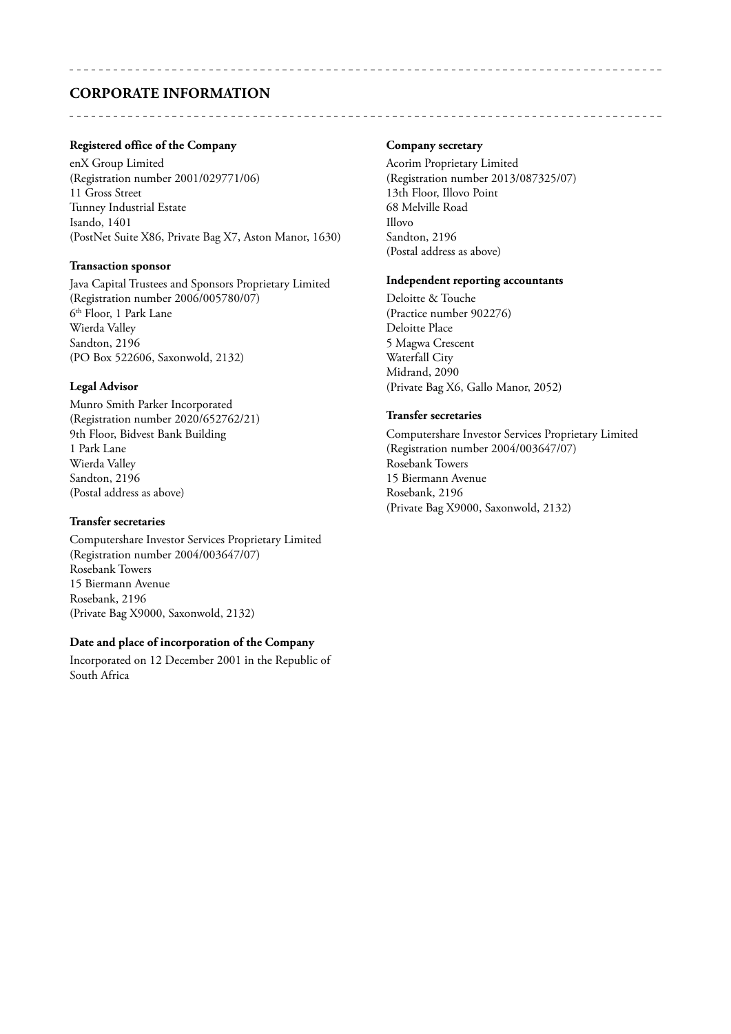## CORPORATE INFORMATION

**Registered office of the Company**

enX Group Limited
(Registration number 2001/029771/06)
11 Gross Street
Tunney Industrial Estate
Isando, 1401
(PostNet Suite X86, Private Bag X7, Aston Manor, 1630)

**Transaction sponsor**

Java Capital Trustees and Sponsors Proprietary Limited
(Registration number 2006/005780/07)
6th Floor, 1 Park Lane
Wierda Valley
Sandton, 2196
(PO Box 522606, Saxonwold, 2132)

**Legal Advisor**

Munro Smith Parker Incorporated
(Registration number 2020/652762/21)
9th Floor, Bidvest Bank Building
1 Park Lane
Wierda Valley
Sandton, 2196
(Postal address as above)

**Transfer secretaries**

Computershare Investor Services Proprietary Limited
(Registration number 2004/003647/07)
Rosebank Towers
15 Biermann Avenue
Rosebank, 2196
(Private Bag X9000, Saxonwold, 2132)

**Date and place of incorporation of the Company**

Incorporated on 12 December 2001 in the Republic of South Africa

**Company secretary**

Acorim Proprietary Limited
(Registration number 2013/087325/07)
13th Floor, Illovo Point
68 Melville Road
Illovo
Sandton, 2196
(Postal address as above)

**Independent reporting accountants**

Deloitte & Touche
(Practice number 902276)
Deloitte Place
5 Magwa Crescent
Waterfall City
Midrand, 2090
(Private Bag X6, Gallo Manor, 2052)

**Transfer secretaries**

Computershare Investor Services Proprietary Limited
(Registration number 2004/003647/07)
Rosebank Towers
15 Biermann Avenue
Rosebank, 2196
(Private Bag X9000, Saxonwold, 2132)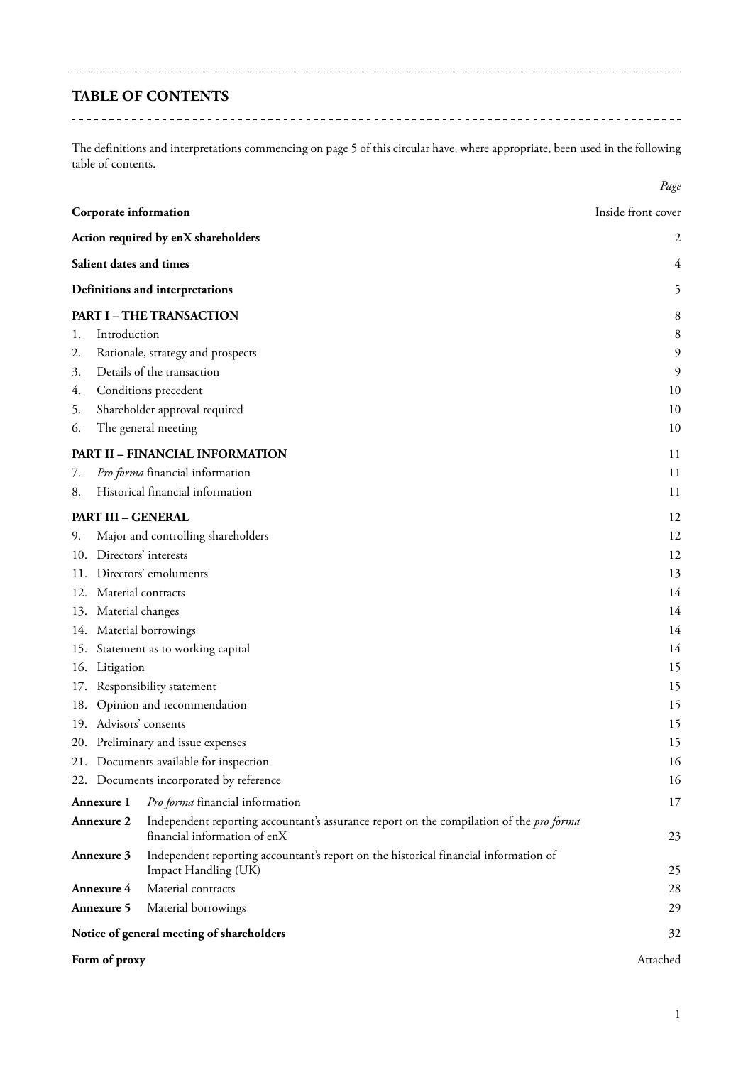# TABLE OF CONTENTS

The definitions and interpretations commencing on page 5 of this circular have, where appropriate, been used in the following table of contents.

| | | *Page* |
|---|---|---|
| **Corporate information** | | Inside front cover |
| **Action required by enX shareholders** | | 2 |
| **Salient dates and times** | | 4 |
| **Definitions and interpretations** | | 5 |
| **PART I – THE TRANSACTION** | | 8 |
| 1. | Introduction | 8 |
| 2. | Rationale, strategy and prospects | 9 |
| 3. | Details of the transaction | 9 |
| 4. | Conditions precedent | 10 |
| 5. | Shareholder approval required | 10 |
| 6. | The general meeting | 10 |
| **PART II – FINANCIAL INFORMATION** | | 11 |
| 7. | *Pro forma* financial information | 11 |
| 8. | Historical financial information | 11 |
| **PART III – GENERAL** | | 12 |
| 9. | Major and controlling shareholders | 12 |
| 10. | Directors' interests | 12 |
| 11. | Directors' emoluments | 13 |
| 12. | Material contracts | 14 |
| 13. | Material changes | 14 |
| 14. | Material borrowings | 14 |
| 15. | Statement as to working capital | 14 |
| 16. | Litigation | 15 |
| 17. | Responsibility statement | 15 |
| 18. | Opinion and recommendation | 15 |
| 19. | Advisors' consents | 15 |
| 20. | Preliminary and issue expenses | 15 |
| 21. | Documents available for inspection | 16 |
| 22. | Documents incorporated by reference | 16 |
| **Annexure 1** | *Pro forma* financial information | 17 |
| **Annexure 2** | Independent reporting accountant's assurance report on the compilation of the *pro forma* financial information of enX | 23 |
| **Annexure 3** | Independent reporting accountant's report on the historical financial information of Impact Handling (UK) | 25 |
| **Annexure 4** | Material contracts | 28 |
| **Annexure 5** | Material borrowings | 29 |
| **Notice of general meeting of shareholders** | | 32 |
| **Form of proxy** | | Attached |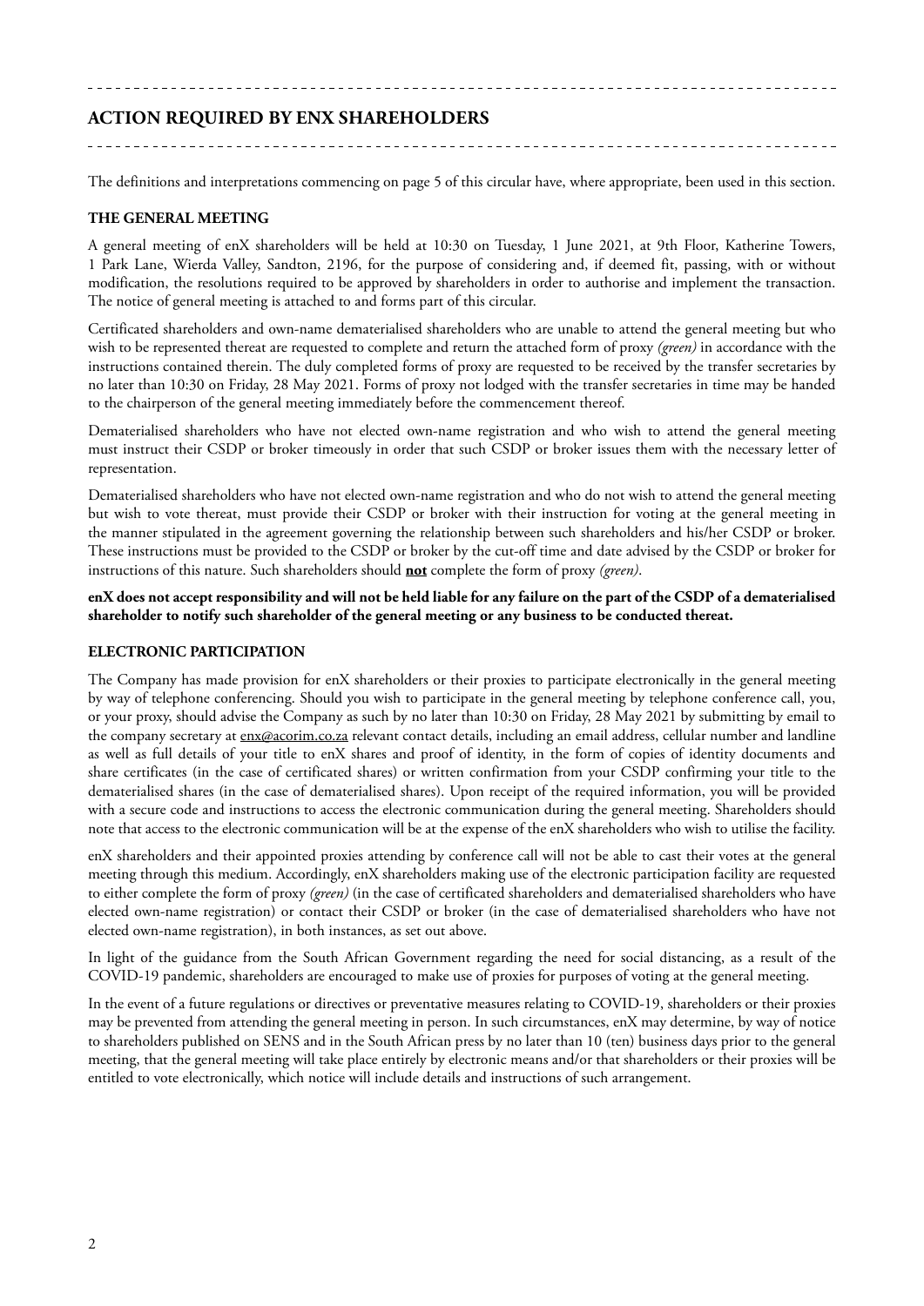# ACTION REQUIRED BY ENX SHAREHOLDERS

The definitions and interpretations commencing on page 5 of this circular have, where appropriate, been used in this section.

**THE GENERAL MEETING**

A general meeting of enX shareholders will be held at 10:30 on Tuesday, 1 June 2021, at 9th Floor, Katherine Towers, 1 Park Lane, Wierda Valley, Sandton, 2196, for the purpose of considering and, if deemed fit, passing, with or without modification, the resolutions required to be approved by shareholders in order to authorise and implement the transaction. The notice of general meeting is attached to and forms part of this circular.

Certificated shareholders and own-name dematerialised shareholders who are unable to attend the general meeting but who wish to be represented thereat are requested to complete and return the attached form of proxy *(green)* in accordance with the instructions contained therein. The duly completed forms of proxy are requested to be received by the transfer secretaries by no later than 10:30 on Friday, 28 May 2021. Forms of proxy not lodged with the transfer secretaries in time may be handed to the chairperson of the general meeting immediately before the commencement thereof.

Dematerialised shareholders who have not elected own-name registration and who wish to attend the general meeting must instruct their CSDP or broker timeously in order that such CSDP or broker issues them with the necessary letter of representation.

Dematerialised shareholders who have not elected own-name registration and who do not wish to attend the general meeting but wish to vote thereat, must provide their CSDP or broker with their instruction for voting at the general meeting in the manner stipulated in the agreement governing the relationship between such shareholders and his/her CSDP or broker. These instructions must be provided to the CSDP or broker by the cut-off time and date advised by the CSDP or broker for instructions of this nature. Such shareholders should **not** complete the form of proxy *(green)*.

**enX does not accept responsibility and will not be held liable for any failure on the part of the CSDP of a dematerialised shareholder to notify such shareholder of the general meeting or any business to be conducted thereat.**

**ELECTRONIC PARTICIPATION**

The Company has made provision for enX shareholders or their proxies to participate electronically in the general meeting by way of telephone conferencing. Should you wish to participate in the general meeting by telephone conference call, you, or your proxy, should advise the Company as such by no later than 10:30 on Friday, 28 May 2021 by submitting by email to the company secretary at enx@acorim.co.za relevant contact details, including an email address, cellular number and landline as well as full details of your title to enX shares and proof of identity, in the form of copies of identity documents and share certificates (in the case of certificated shares) or written confirmation from your CSDP confirming your title to the dematerialised shares (in the case of dematerialised shares). Upon receipt of the required information, you will be provided with a secure code and instructions to access the electronic communication during the general meeting. Shareholders should note that access to the electronic communication will be at the expense of the enX shareholders who wish to utilise the facility.

enX shareholders and their appointed proxies attending by conference call will not be able to cast their votes at the general meeting through this medium. Accordingly, enX shareholders making use of the electronic participation facility are requested to either complete the form of proxy *(green)* (in the case of certificated shareholders and dematerialised shareholders who have elected own-name registration) or contact their CSDP or broker (in the case of dematerialised shareholders who have not elected own-name registration), in both instances, as set out above.

In light of the guidance from the South African Government regarding the need for social distancing, as a result of the COVID-19 pandemic, shareholders are encouraged to make use of proxies for purposes of voting at the general meeting.

In the event of a future regulations or directives or preventative measures relating to COVID-19, shareholders or their proxies may be prevented from attending the general meeting in person. In such circumstances, enX may determine, by way of notice to shareholders published on SENS and in the South African press by no later than 10 (ten) business days prior to the general meeting, that the general meeting will take place entirely by electronic means and/or that shareholders or their proxies will be entitled to vote electronically, which notice will include details and instructions of such arrangement.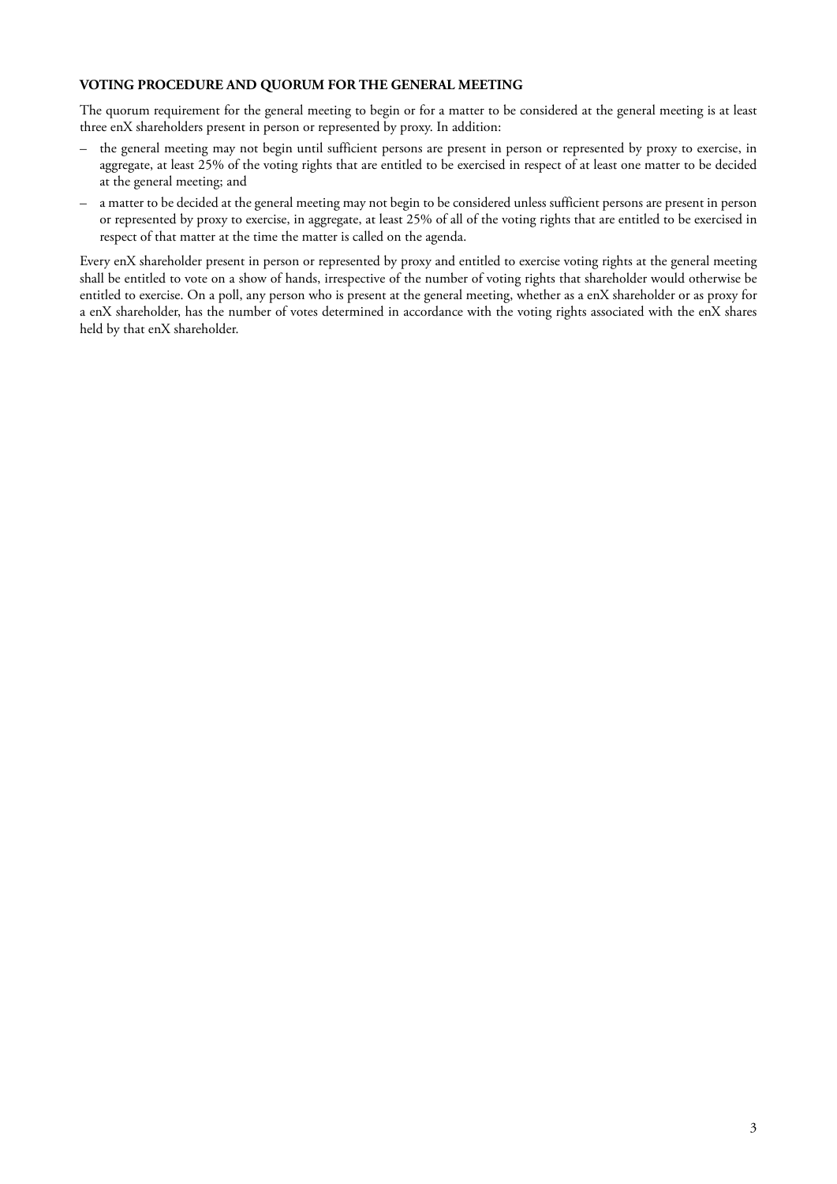**VOTING PROCEDURE AND QUORUM FOR THE GENERAL MEETING**

The quorum requirement for the general meeting to begin or for a matter to be considered at the general meeting is at least three enX shareholders present in person or represented by proxy. In addition:

– the general meeting may not begin until sufficient persons are present in person or represented by proxy to exercise, in aggregate, at least 25% of the voting rights that are entitled to be exercised in respect of at least one matter to be decided at the general meeting; and

– a matter to be decided at the general meeting may not begin to be considered unless sufficient persons are present in person or represented by proxy to exercise, in aggregate, at least 25% of all of the voting rights that are entitled to be exercised in respect of that matter at the time the matter is called on the agenda.

Every enX shareholder present in person or represented by proxy and entitled to exercise voting rights at the general meeting shall be entitled to vote on a show of hands, irrespective of the number of voting rights that shareholder would otherwise be entitled to exercise. On a poll, any person who is present at the general meeting, whether as a enX shareholder or as proxy for a enX shareholder, has the number of votes determined in accordance with the voting rights associated with the enX shares held by that enX shareholder.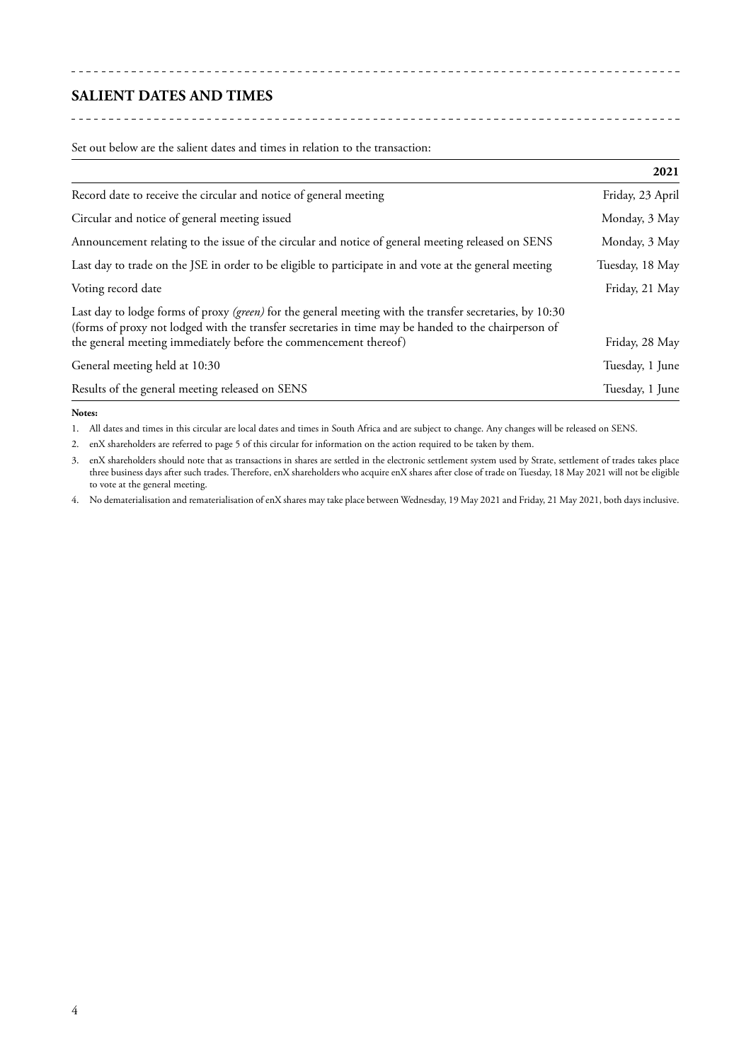## SALIENT DATES AND TIMES

Set out below are the salient dates and times in relation to the transaction:

| | 2021 |
|---|---|
| Record date to receive the circular and notice of general meeting | Friday, 23 April |
| Circular and notice of general meeting issued | Monday, 3 May |
| Announcement relating to the issue of the circular and notice of general meeting released on SENS | Monday, 3 May |
| Last day to trade on the JSE in order to be eligible to participate in and vote at the general meeting | Tuesday, 18 May |
| Voting record date | Friday, 21 May |
| Last day to lodge forms of proxy *(green)* for the general meeting with the transfer secretaries, by 10:30 (forms of proxy not lodged with the transfer secretaries in time may be handed to the chairperson of the general meeting immediately before the commencement thereof) | Friday, 28 May |
| General meeting held at 10:30 | Tuesday, 1 June |
| Results of the general meeting released on SENS | Tuesday, 1 June |

**Notes:**

1. All dates and times in this circular are local dates and times in South Africa and are subject to change. Any changes will be released on SENS.
2. enX shareholders are referred to page 5 of this circular for information on the action required to be taken by them.
3. enX shareholders should note that as transactions in shares are settled in the electronic settlement system used by Strate, settlement of trades takes place three business days after such trades. Therefore, enX shareholders who acquire enX shares after close of trade on Tuesday, 18 May 2021 will not be eligible to vote at the general meeting.
4. No dematerialisation and rematerialisation of enX shares may take place between Wednesday, 19 May 2021 and Friday, 21 May 2021, both days inclusive.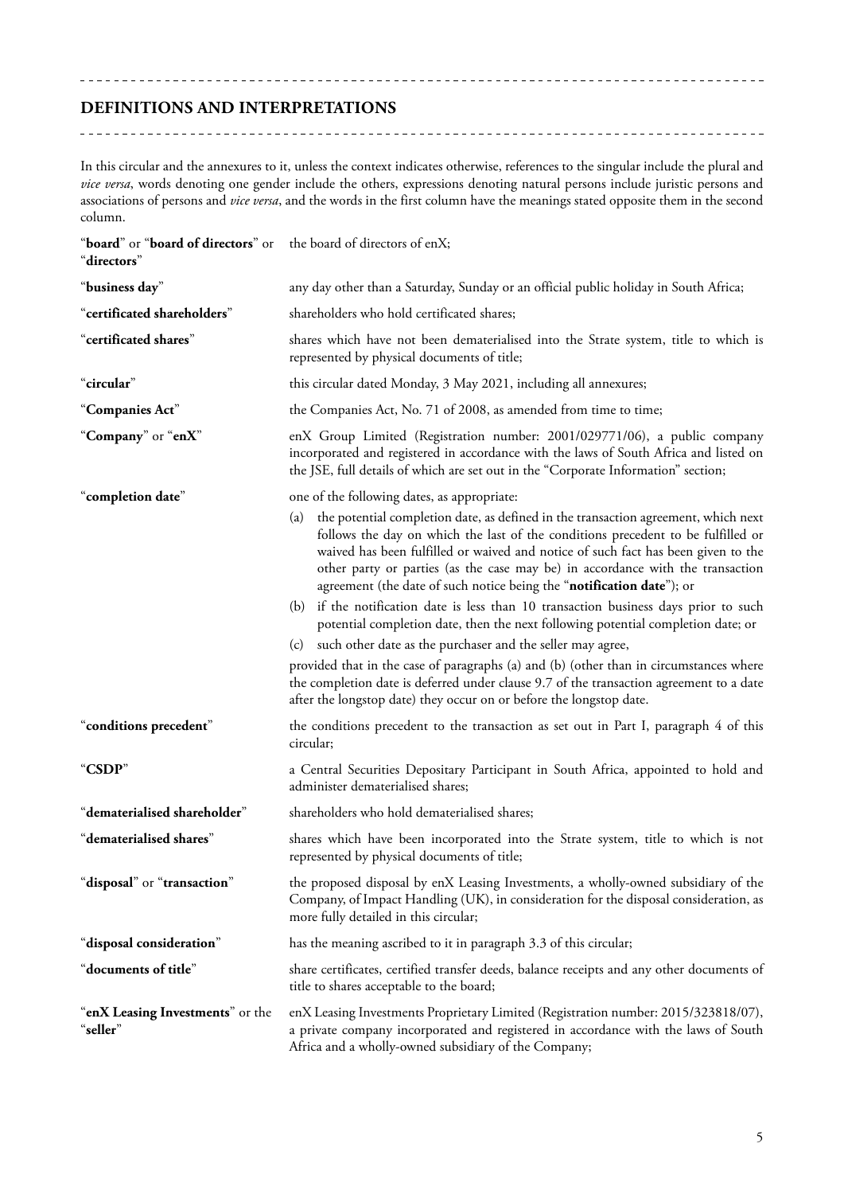## DEFINITIONS AND INTERPRETATIONS

In this circular and the annexures to it, unless the context indicates otherwise, references to the singular include the plural and *vice versa*, words denoting one gender include the others, expressions denoting natural persons include juristic persons and associations of persons and *vice versa*, and the words in the first column have the meanings stated opposite them in the second column.

| | |
|---|---|
| "**board**" or "**board of directors**" or "**directors**" | the board of directors of enX; |
| "**business day**" | any day other than a Saturday, Sunday or an official public holiday in South Africa; |
| "**certificated shareholders**" | shareholders who hold certificated shares; |
| "**certificated shares**" | shares which have not been dematerialised into the Strate system, title to which is represented by physical documents of title; |
| "**circular**" | this circular dated Monday, 3 May 2021, including all annexures; |
| "**Companies Act**" | the Companies Act, No. 71 of 2008, as amended from time to time; |
| "**Company**" or "**enX**" | enX Group Limited (Registration number: 2001/029771/06), a public company incorporated and registered in accordance with the laws of South Africa and listed on the JSE, full details of which are set out in the "Corporate Information" section; |
| "**completion date**" | one of the following dates, as appropriate: (a) the potential completion date, as defined in the transaction agreement, which next follows the day on which the last of the conditions precedent to be fulfilled or waived has been fulfilled or waived and notice of such fact has been given to the other party or parties (as the case may be) in accordance with the transaction agreement (the date of such notice being the "**notification date**"); or (b) if the notification date is less than 10 transaction business days prior to such potential completion date, then the next following potential completion date; or (c) such other date as the purchaser and the seller may agree, provided that in the case of paragraphs (a) and (b) (other than in circumstances where the completion date is deferred under clause 9.7 of the transaction agreement to a date after the longstop date) they occur on or before the longstop date. |
| "**conditions precedent**" | the conditions precedent to the transaction as set out in Part I, paragraph 4 of this circular; |
| "**CSDP**" | a Central Securities Depositary Participant in South Africa, appointed to hold and administer dematerialised shares; |
| "**dematerialised shareholder**" | shareholders who hold dematerialised shares; |
| "**dematerialised shares**" | shares which have been incorporated into the Strate system, title to which is not represented by physical documents of title; |
| "**disposal**" or "**transaction**" | the proposed disposal by enX Leasing Investments, a wholly-owned subsidiary of the Company, of Impact Handling (UK), in consideration for the disposal consideration, as more fully detailed in this circular; |
| "**disposal consideration**" | has the meaning ascribed to it in paragraph 3.3 of this circular; |
| "**documents of title**" | share certificates, certified transfer deeds, balance receipts and any other documents of title to shares acceptable to the board; |
| "**enX Leasing Investments**" or the "**seller**" | enX Leasing Investments Proprietary Limited (Registration number: 2015/323818/07), a private company incorporated and registered in accordance with the laws of South Africa and a wholly-owned subsidiary of the Company; |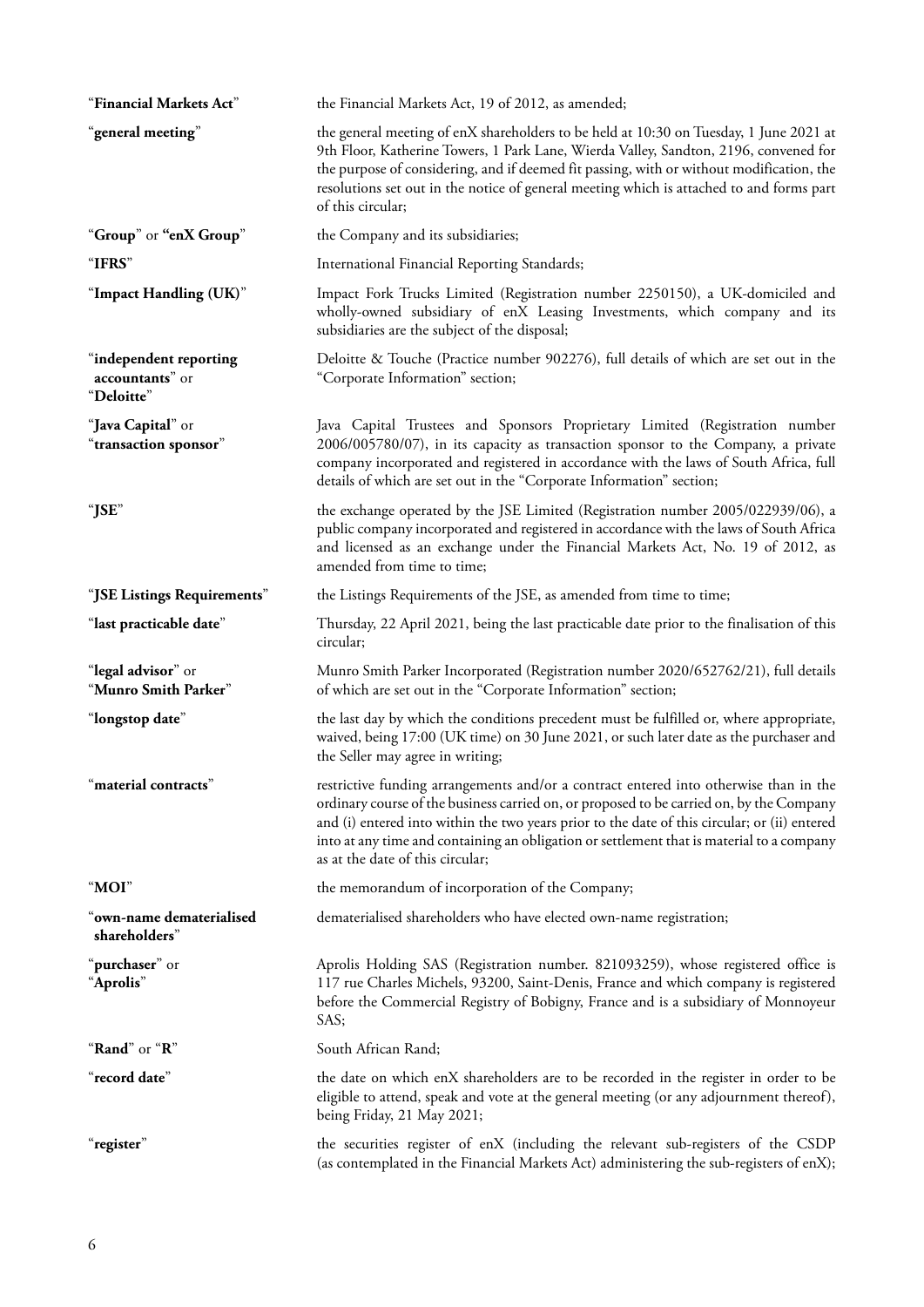| | |
|---|---|
| "**Financial Markets Act**" | the Financial Markets Act, 19 of 2012, as amended; |
| "**general meeting**" | the general meeting of enX shareholders to be held at 10:30 on Tuesday, 1 June 2021 at 9th Floor, Katherine Towers, 1 Park Lane, Wierda Valley, Sandton, 2196, convened for the purpose of considering, and if deemed fit passing, with or without modification, the resolutions set out in the notice of general meeting which is attached to and forms part of this circular; |
| "**Group**" or **"enX Group**" | the Company and its subsidiaries; |
| "**IFRS**" | International Financial Reporting Standards; |
| "**Impact Handling (UK)**" | Impact Fork Trucks Limited (Registration number 2250150), a UK-domiciled and wholly-owned subsidiary of enX Leasing Investments, which company and its subsidiaries are the subject of the disposal; |
| "**independent reporting accountants**" or "**Deloitte**" | Deloitte & Touche (Practice number 902276), full details of which are set out in the "Corporate Information" section; |
| "**Java Capital**" or "**transaction sponsor**" | Java Capital Trustees and Sponsors Proprietary Limited (Registration number 2006/005780/07), in its capacity as transaction sponsor to the Company, a private company incorporated and registered in accordance with the laws of South Africa, full details of which are set out in the "Corporate Information" section; |
| "**JSE**" | the exchange operated by the JSE Limited (Registration number 2005/022939/06), a public company incorporated and registered in accordance with the laws of South Africa and licensed as an exchange under the Financial Markets Act, No. 19 of 2012, as amended from time to time; |
| "**JSE Listings Requirements**" | the Listings Requirements of the JSE, as amended from time to time; |
| "**last practicable date**" | Thursday, 22 April 2021, being the last practicable date prior to the finalisation of this circular; |
| "**legal advisor**" or "**Munro Smith Parker**" | Munro Smith Parker Incorporated (Registration number 2020/652762/21), full details of which are set out in the "Corporate Information" section; |
| "**longstop date**" | the last day by which the conditions precedent must be fulfilled or, where appropriate, waived, being 17:00 (UK time) on 30 June 2021, or such later date as the purchaser and the Seller may agree in writing; |
| "**material contracts**" | restrictive funding arrangements and/or a contract entered into otherwise than in the ordinary course of the business carried on, or proposed to be carried on, by the Company and (i) entered into within the two years prior to the date of this circular; or (ii) entered into at any time and containing an obligation or settlement that is material to a company as at the date of this circular; |
| "**MOI**" | the memorandum of incorporation of the Company; |
| "**own-name dematerialised shareholders**" | dematerialised shareholders who have elected own-name registration; |
| "**purchaser**" or "**Aprolis**" | Aprolis Holding SAS (Registration number. 821093259), whose registered office is 117 rue Charles Michels, 93200, Saint-Denis, France and which company is registered before the Commercial Registry of Bobigny, France and is a subsidiary of Monnoyeur SAS; |
| "**Rand**" or "**R**" | South African Rand; |
| "**record date**" | the date on which enX shareholders are to be recorded in the register in order to be eligible to attend, speak and vote at the general meeting (or any adjournment thereof), being Friday, 21 May 2021; |
| "**register**" | the securities register of enX (including the relevant sub-registers of the CSDP (as contemplated in the Financial Markets Act) administering the sub-registers of enX); |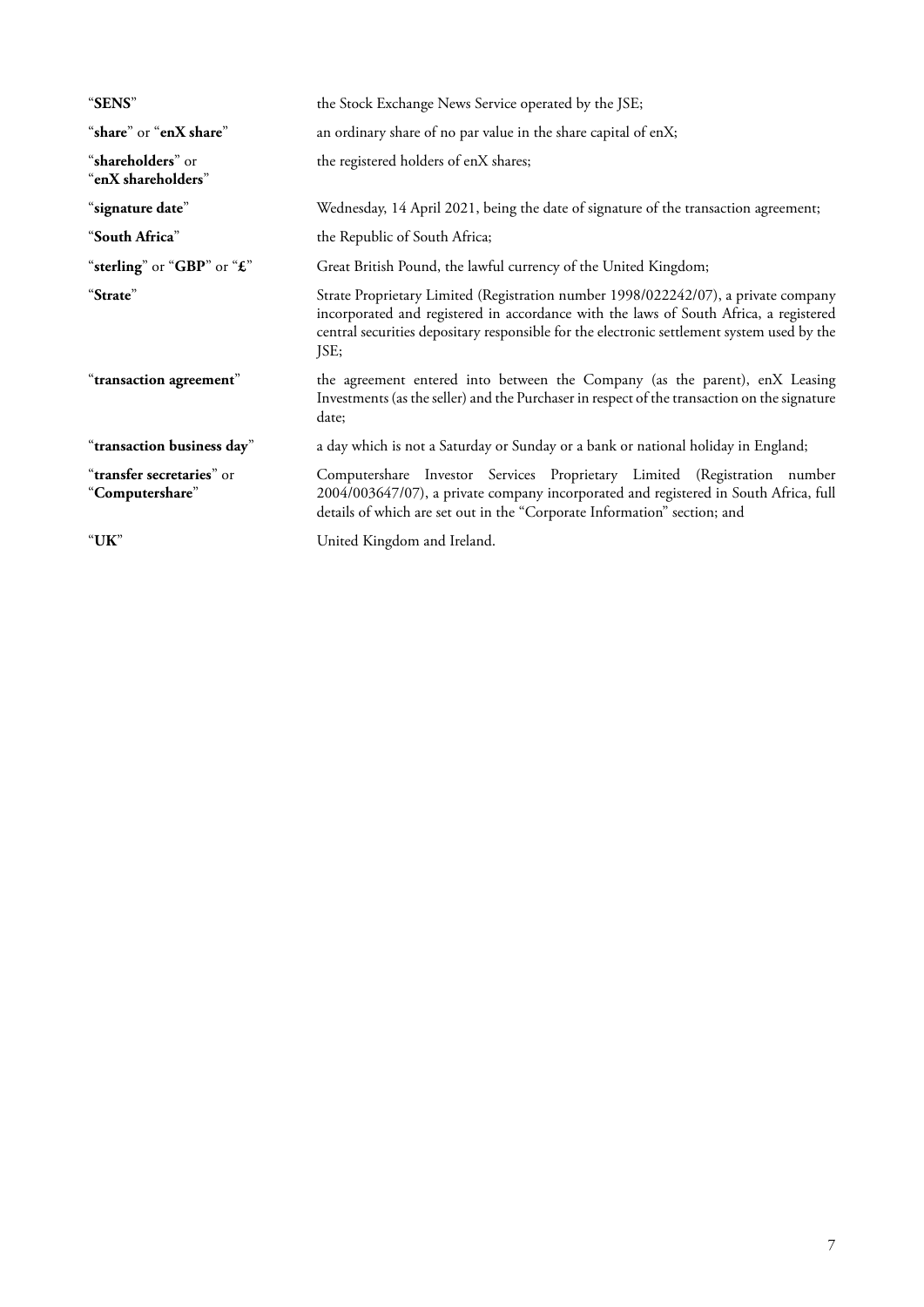| | |
|---|---|
| "**SENS**" | the Stock Exchange News Service operated by the JSE; |
| "**share**" or "**enX share**" | an ordinary share of no par value in the share capital of enX; |
| "**shareholders**" or "**enX shareholders**" | the registered holders of enX shares; |
| "**signature date**" | Wednesday, 14 April 2021, being the date of signature of the transaction agreement; |
| "**South Africa**" | the Republic of South Africa; |
| "**sterling**" or "**GBP**" or "**£**" | Great British Pound, the lawful currency of the United Kingdom; |
| "**Strate**" | Strate Proprietary Limited (Registration number 1998/022242/07), a private company incorporated and registered in accordance with the laws of South Africa, a registered central securities depositary responsible for the electronic settlement system used by the JSE; |
| "**transaction agreement**" | the agreement entered into between the Company (as the parent), enX Leasing Investments (as the seller) and the Purchaser in respect of the transaction on the signature date; |
| "**transaction business day**" | a day which is not a Saturday or Sunday or a bank or national holiday in England; |
| "**transfer secretaries**" or "**Computershare**" | Computershare Investor Services Proprietary Limited (Registration number 2004/003647/07), a private company incorporated and registered in South Africa, full details of which are set out in the "Corporate Information" section; and |
| "**UK**" | United Kingdom and Ireland. |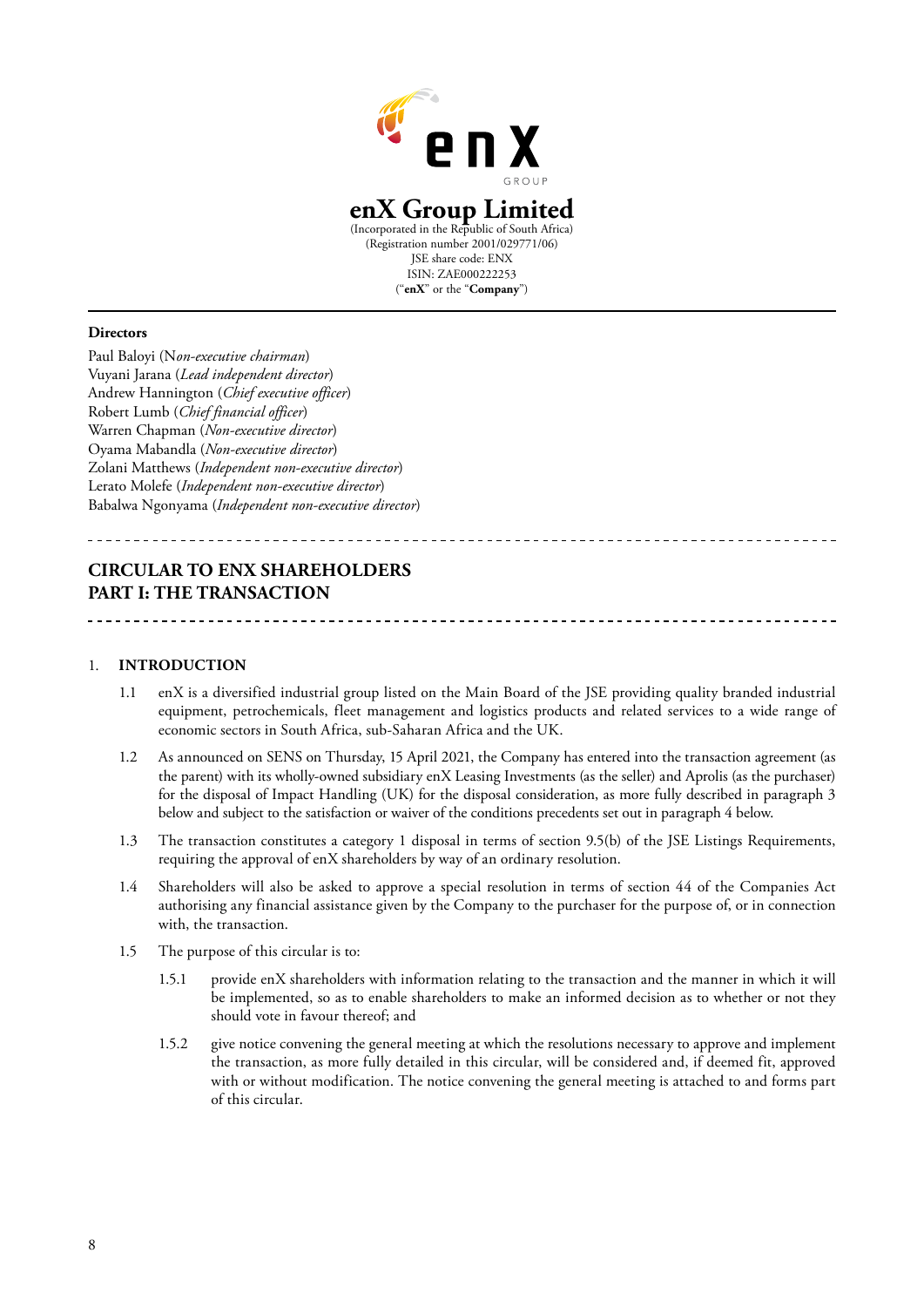# enX Group Limited

(Incorporated in the Republic of South Africa)
(Registration number 2001/029771/06)
JSE share code: ENX
ISIN: ZAE000222253
("**enX**" or the "**Company**")

---

**Directors**

Paul Baloyi (N*on-executive chairman*)
Vuyani Jarana (*Lead independent director*)
Andrew Hannington (*Chief executive officer*)
Robert Lumb (*Chief financial officer*)
Warren Chapman (*Non-executive director*)
Oyama Mabandla (*Non-executive director*)
Zolani Matthews (*Independent non-executive director*)
Lerato Molefe (*Independent non-executive director*)
Babalwa Ngonyama (*Independent non-executive director*)

---

## CIRCULAR TO ENX SHAREHOLDERS
## PART I: THE TRANSACTION

---

### 1. INTRODUCTION

1.1 enX is a diversified industrial group listed on the Main Board of the JSE providing quality branded industrial equipment, petrochemicals, fleet management and logistics products and related services to a wide range of economic sectors in South Africa, sub-Saharan Africa and the UK.

1.2 As announced on SENS on Thursday, 15 April 2021, the Company has entered into the transaction agreement (as the parent) with its wholly-owned subsidiary enX Leasing Investments (as the seller) and Aprolis (as the purchaser) for the disposal of Impact Handling (UK) for the disposal consideration, as more fully described in paragraph 3 below and subject to the satisfaction or waiver of the conditions precedents set out in paragraph 4 below.

1.3 The transaction constitutes a category 1 disposal in terms of section 9.5(b) of the JSE Listings Requirements, requiring the approval of enX shareholders by way of an ordinary resolution.

1.4 Shareholders will also be asked to approve a special resolution in terms of section 44 of the Companies Act authorising any financial assistance given by the Company to the purchaser for the purpose of, or in connection with, the transaction.

1.5 The purpose of this circular is to:

1.5.1 provide enX shareholders with information relating to the transaction and the manner in which it will be implemented, so as to enable shareholders to make an informed decision as to whether or not they should vote in favour thereof; and

1.5.2 give notice convening the general meeting at which the resolutions necessary to approve and implement the transaction, as more fully detailed in this circular, will be considered and, if deemed fit, approved with or without modification. The notice convening the general meeting is attached to and forms part of this circular.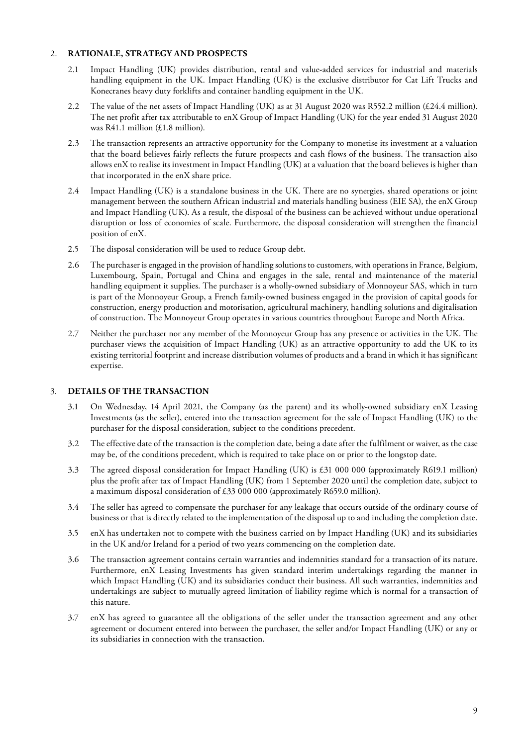## 2. RATIONALE, STRATEGY AND PROSPECTS

2.1 Impact Handling (UK) provides distribution, rental and value-added services for industrial and materials handling equipment in the UK. Impact Handling (UK) is the exclusive distributor for Cat Lift Trucks and Konecranes heavy duty forklifts and container handling equipment in the UK.

2.2 The value of the net assets of Impact Handling (UK) as at 31 August 2020 was R552.2 million (£24.4 million). The net profit after tax attributable to enX Group of Impact Handling (UK) for the year ended 31 August 2020 was R41.1 million (£1.8 million).

2.3 The transaction represents an attractive opportunity for the Company to monetise its investment at a valuation that the board believes fairly reflects the future prospects and cash flows of the business. The transaction also allows enX to realise its investment in Impact Handling (UK) at a valuation that the board believes is higher than that incorporated in the enX share price.

2.4 Impact Handling (UK) is a standalone business in the UK. There are no synergies, shared operations or joint management between the southern African industrial and materials handling business (EIE SA), the enX Group and Impact Handling (UK). As a result, the disposal of the business can be achieved without undue operational disruption or loss of economies of scale. Furthermore, the disposal consideration will strengthen the financial position of enX.

2.5 The disposal consideration will be used to reduce Group debt.

2.6 The purchaser is engaged in the provision of handling solutions to customers, with operations in France, Belgium, Luxembourg, Spain, Portugal and China and engages in the sale, rental and maintenance of the material handling equipment it supplies. The purchaser is a wholly-owned subsidiary of Monnoyeur SAS, which in turn is part of the Monnoyeur Group, a French family-owned business engaged in the provision of capital goods for construction, energy production and motorisation, agricultural machinery, handling solutions and digitalisation of construction. The Monnoyeur Group operates in various countries throughout Europe and North Africa.

2.7 Neither the purchaser nor any member of the Monnoyeur Group has any presence or activities in the UK. The purchaser views the acquisition of Impact Handling (UK) as an attractive opportunity to add the UK to its existing territorial footprint and increase distribution volumes of products and a brand in which it has significant expertise.

## 3. DETAILS OF THE TRANSACTION

3.1 On Wednesday, 14 April 2021, the Company (as the parent) and its wholly-owned subsidiary enX Leasing Investments (as the seller), entered into the transaction agreement for the sale of Impact Handling (UK) to the purchaser for the disposal consideration, subject to the conditions precedent.

3.2 The effective date of the transaction is the completion date, being a date after the fulfilment or waiver, as the case may be, of the conditions precedent, which is required to take place on or prior to the longstop date.

3.3 The agreed disposal consideration for Impact Handling (UK) is £31 000 000 (approximately R619.1 million) plus the profit after tax of Impact Handling (UK) from 1 September 2020 until the completion date, subject to a maximum disposal consideration of £33 000 000 (approximately R659.0 million).

3.4 The seller has agreed to compensate the purchaser for any leakage that occurs outside of the ordinary course of business or that is directly related to the implementation of the disposal up to and including the completion date.

3.5 enX has undertaken not to compete with the business carried on by Impact Handling (UK) and its subsidiaries in the UK and/or Ireland for a period of two years commencing on the completion date.

3.6 The transaction agreement contains certain warranties and indemnities standard for a transaction of its nature. Furthermore, enX Leasing Investments has given standard interim undertakings regarding the manner in which Impact Handling (UK) and its subsidiaries conduct their business. All such warranties, indemnities and undertakings are subject to mutually agreed limitation of liability regime which is normal for a transaction of this nature.

3.7 enX has agreed to guarantee all the obligations of the seller under the transaction agreement and any other agreement or document entered into between the purchaser, the seller and/or Impact Handling (UK) or any or its subsidiaries in connection with the transaction.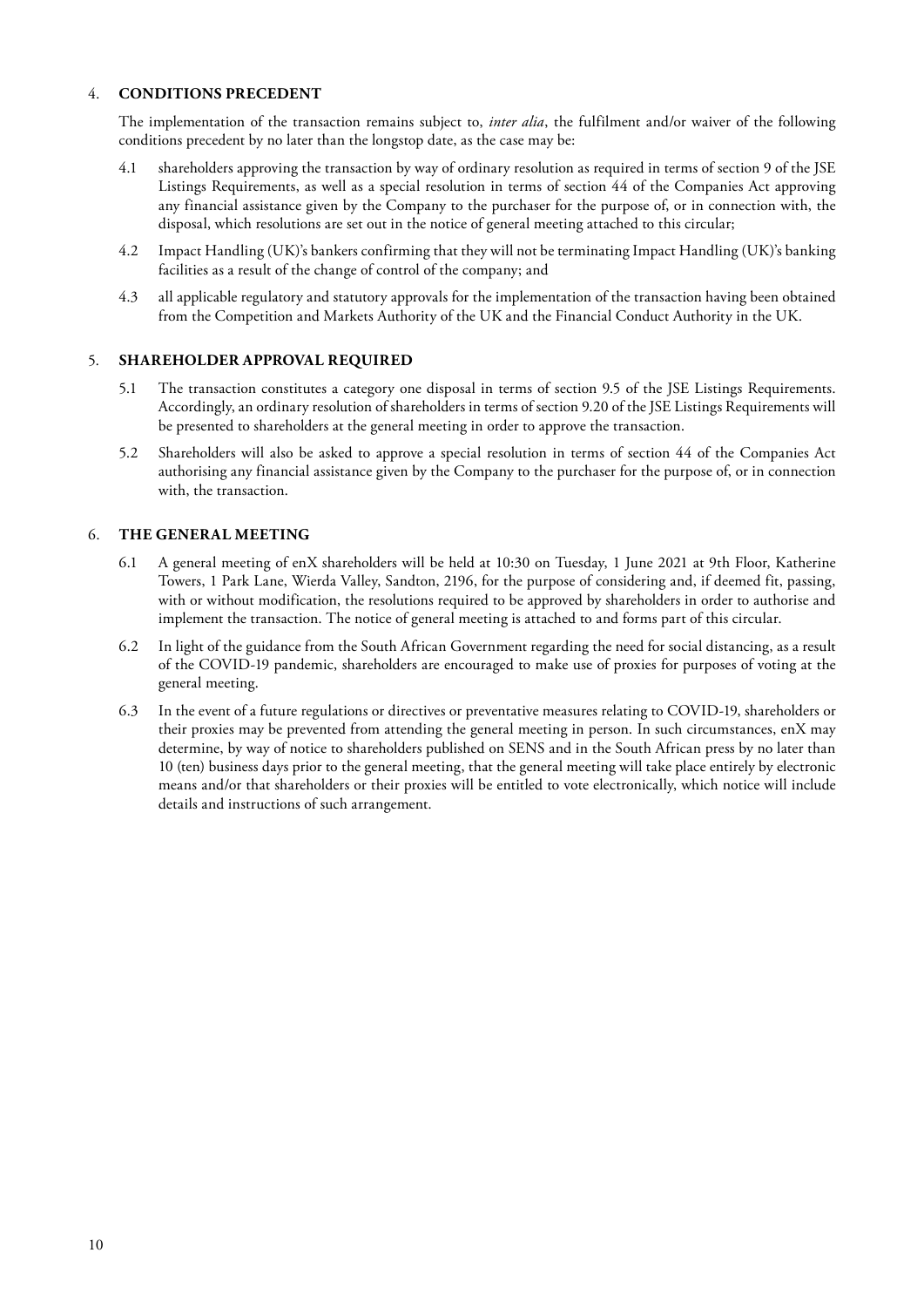## 4. CONDITIONS PRECEDENT

The implementation of the transaction remains subject to, *inter alia*, the fulfilment and/or waiver of the following conditions precedent by no later than the longstop date, as the case may be:

4.1 shareholders approving the transaction by way of ordinary resolution as required in terms of section 9 of the JSE Listings Requirements, as well as a special resolution in terms of section 44 of the Companies Act approving any financial assistance given by the Company to the purchaser for the purpose of, or in connection with, the disposal, which resolutions are set out in the notice of general meeting attached to this circular;

4.2 Impact Handling (UK)'s bankers confirming that they will not be terminating Impact Handling (UK)'s banking facilities as a result of the change of control of the company; and

4.3 all applicable regulatory and statutory approvals for the implementation of the transaction having been obtained from the Competition and Markets Authority of the UK and the Financial Conduct Authority in the UK.

## 5. SHAREHOLDER APPROVAL REQUIRED

5.1 The transaction constitutes a category one disposal in terms of section 9.5 of the JSE Listings Requirements. Accordingly, an ordinary resolution of shareholders in terms of section 9.20 of the JSE Listings Requirements will be presented to shareholders at the general meeting in order to approve the transaction.

5.2 Shareholders will also be asked to approve a special resolution in terms of section 44 of the Companies Act authorising any financial assistance given by the Company to the purchaser for the purpose of, or in connection with, the transaction.

## 6. THE GENERAL MEETING

6.1 A general meeting of enX shareholders will be held at 10:30 on Tuesday, 1 June 2021 at 9th Floor, Katherine Towers, 1 Park Lane, Wierda Valley, Sandton, 2196, for the purpose of considering and, if deemed fit, passing, with or without modification, the resolutions required to be approved by shareholders in order to authorise and implement the transaction. The notice of general meeting is attached to and forms part of this circular.

6.2 In light of the guidance from the South African Government regarding the need for social distancing, as a result of the COVID-19 pandemic, shareholders are encouraged to make use of proxies for purposes of voting at the general meeting.

6.3 In the event of a future regulations or directives or preventative measures relating to COVID-19, shareholders or their proxies may be prevented from attending the general meeting in person. In such circumstances, enX may determine, by way of notice to shareholders published on SENS and in the South African press by no later than 10 (ten) business days prior to the general meeting, that the general meeting will take place entirely by electronic means and/or that shareholders or their proxies will be entitled to vote electronically, which notice will include details and instructions of such arrangement.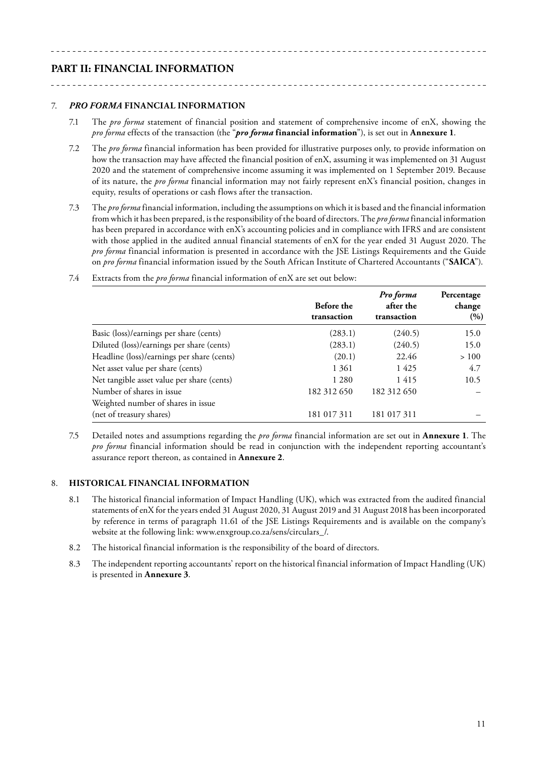## PART II: FINANCIAL INFORMATION

### 7. *PRO FORMA* FINANCIAL INFORMATION

7.1 The *pro forma* statement of financial position and statement of comprehensive income of enX, showing the *pro forma* effects of the transaction (the "***pro forma* financial information**"), is set out in **Annexure 1**.

7.2 The *pro forma* financial information has been provided for illustrative purposes only, to provide information on how the transaction may have affected the financial position of enX, assuming it was implemented on 31 August 2020 and the statement of comprehensive income assuming it was implemented on 1 September 2019. Because of its nature, the *pro forma* financial information may not fairly represent enX's financial position, changes in equity, results of operations or cash flows after the transaction.

7.3 The *pro forma* financial information, including the assumptions on which it is based and the financial information from which it has been prepared, is the responsibility of the board of directors. The *pro forma* financial information has been prepared in accordance with enX's accounting policies and in compliance with IFRS and are consistent with those applied in the audited annual financial statements of enX for the year ended 31 August 2020. The *pro forma* financial information is presented in accordance with the JSE Listings Requirements and the Guide on *pro forma* financial information issued by the South African Institute of Chartered Accountants ("**SAICA**").

7.4 Extracts from the *pro forma* financial information of enX are set out below:

| | Before the transaction | *Pro forma* after the transaction | Percentage change (%) |
|---|---|---|---|
| Basic (loss)/earnings per share (cents) | (283.1) | (240.5) | 15.0 |
| Diluted (loss)/earnings per share (cents) | (283.1) | (240.5) | 15.0 |
| Headline (loss)/earnings per share (cents) | (20.1) | 22.46 | > 100 |
| Net asset value per share (cents) | 1 361 | 1 425 | 4.7 |
| Net tangible asset value per share (cents) | 1 280 | 1 415 | 10.5 |
| Number of shares in issue | 182 312 650 | 182 312 650 | – |
| Weighted number of shares in issue (net of treasury shares) | 181 017 311 | 181 017 311 | – |

7.5 Detailed notes and assumptions regarding the *pro forma* financial information are set out in **Annexure 1**. The *pro forma* financial information should be read in conjunction with the independent reporting accountant's assurance report thereon, as contained in **Annexure 2**.

### 8. HISTORICAL FINANCIAL INFORMATION

8.1 The historical financial information of Impact Handling (UK), which was extracted from the audited financial statements of enX for the years ended 31 August 2020, 31 August 2019 and 31 August 2018 has been incorporated by reference in terms of paragraph 11.61 of the JSE Listings Requirements and is available on the company's website at the following link: www.enxgroup.co.za/sens/circulars_/.

8.2 The historical financial information is the responsibility of the board of directors.

8.3 The independent reporting accountants' report on the historical financial information of Impact Handling (UK) is presented in **Annexure 3**.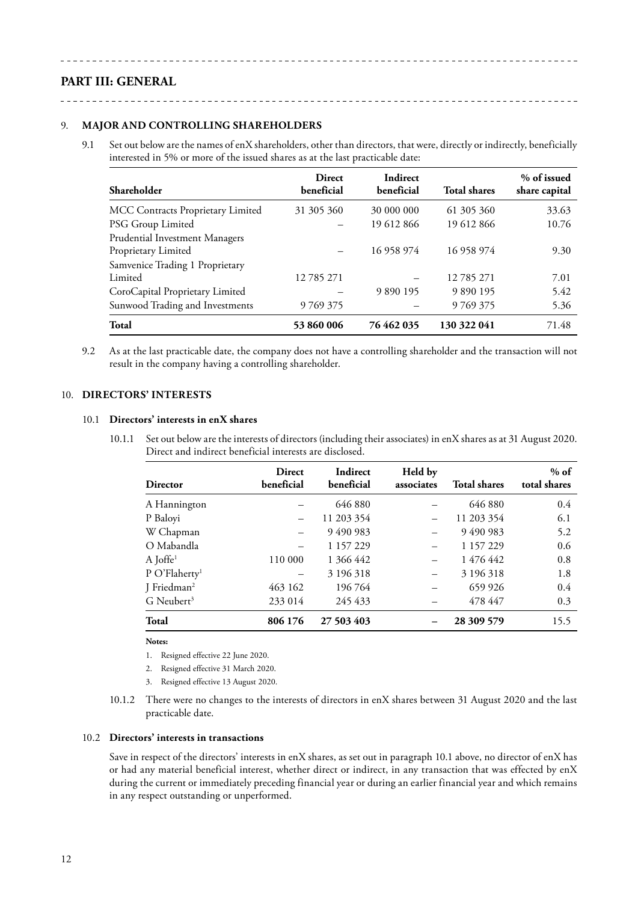## PART III: GENERAL

### 9. MAJOR AND CONTROLLING SHAREHOLDERS

9.1 Set out below are the names of enX shareholders, other than directors, that were, directly or indirectly, beneficially interested in 5% or more of the issued shares as at the last practicable date:

| Shareholder | Direct beneficial | Indirect beneficial | Total shares | % of issued share capital |
|---|---|---|---|---|
| MCC Contracts Proprietary Limited | 31 305 360 | 30 000 000 | 61 305 360 | 33.63 |
| PSG Group Limited | – | 19 612 866 | 19 612 866 | 10.76 |
| Prudential Investment Managers Proprietary Limited | – | 16 958 974 | 16 958 974 | 9.30 |
| Samvenice Trading 1 Proprietary Limited | 12 785 271 | – | 12 785 271 | 7.01 |
| CoroCapital Proprietary Limited | – | 9 890 195 | 9 890 195 | 5.42 |
| Sunwood Trading and Investments | 9 769 375 | – | 9 769 375 | 5.36 |
| **Total** | **53 860 006** | **76 462 035** | **130 322 041** | 71.48 |

9.2 As at the last practicable date, the company does not have a controlling shareholder and the transaction will not result in the company having a controlling shareholder.

### 10. DIRECTORS' INTERESTS

#### 10.1 Directors' interests in enX shares

10.1.1 Set out below are the interests of directors (including their associates) in enX shares as at 31 August 2020. Direct and indirect beneficial interests are disclosed.

| Director | Direct beneficial | Indirect beneficial | Held by associates | Total shares | % of total shares |
|---|---|---|---|---|---|
| A Hannington | – | 646 880 | – | 646 880 | 0.4 |
| P Baloyi | – | 11 203 354 | – | 11 203 354 | 6.1 |
| W Chapman | – | 9 490 983 | – | 9 490 983 | 5.2 |
| O Mabandla | – | 1 157 229 | – | 1 157 229 | 0.6 |
| A Joffe[1] | 110 000 | 1 366 442 | – | 1 476 442 | 0.8 |
| P O'Flaherty[1] | – | 3 196 318 | – | 3 196 318 | 1.8 |
| J Friedman[2] | 463 162 | 196 764 | – | 659 926 | 0.4 |
| G Neubert[3] | 233 014 | 245 433 | – | 478 447 | 0.3 |
| **Total** | **806 176** | **27 503 403** | **–** | **28 309 579** | 15.5 |

**Notes:**

1. Resigned effective 22 June 2020.
2. Resigned effective 31 March 2020.
3. Resigned effective 13 August 2020.

10.1.2 There were no changes to the interests of directors in enX shares between 31 August 2020 and the last practicable date.

#### 10.2 Directors' interests in transactions

Save in respect of the directors' interests in enX shares, as set out in paragraph 10.1 above, no director of enX has or had any material beneficial interest, whether direct or indirect, in any transaction that was effected by enX during the current or immediately preceding financial year or during an earlier financial year and which remains in any respect outstanding or unperformed.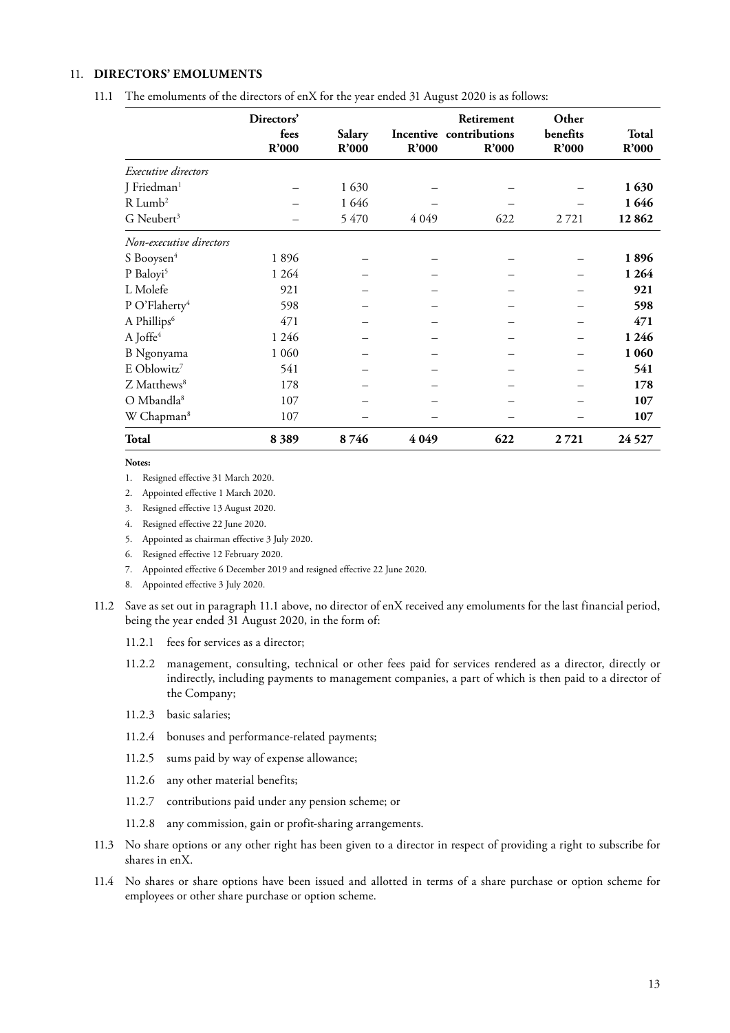## 11. DIRECTORS' EMOLUMENTS

11.1 The emoluments of the directors of enX for the year ended 31 August 2020 is as follows:

| | Directors' fees R'000 | Salary R'000 | Incentive R'000 | Retirement contributions R'000 | Other benefits R'000 | Total R'000 |
|---|---|---|---|---|---|---|
| *Executive directors* | | | | | | |
| J Friedman[1] | – | 1 630 | – | – | – | **1 630** |
| R Lumb[2] | – | 1 646 | – | – | – | **1 646** |
| G Neubert[3] | – | 5 470 | 4 049 | 622 | 2 721 | **12 862** |
| *Non-executive directors* | | | | | | |
| S Booysen[4] | 1 896 | – | – | – | – | **1 896** |
| P Baloyi[5] | 1 264 | – | – | – | – | **1 264** |
| L Molefe | 921 | – | – | – | – | **921** |
| P O'Flaherty[4] | 598 | – | – | – | – | **598** |
| A Phillips[6] | 471 | – | – | – | – | **471** |
| A Joffe[4] | 1 246 | – | – | – | – | **1 246** |
| B Ngonyama | 1 060 | – | – | – | – | **1 060** |
| E Oblowitz[7] | 541 | – | – | – | – | **541** |
| Z Matthews[8] | 178 | – | – | – | – | **178** |
| O Mbandla[8] | 107 | – | – | – | – | **107** |
| W Chapman[8] | 107 | – | – | – | – | **107** |
| **Total** | **8 389** | **8 746** | **4 049** | **622** | **2 721** | **24 527** |

**Notes:**

1. Resigned effective 31 March 2020.
2. Appointed effective 1 March 2020.
3. Resigned effective 13 August 2020.
4. Resigned effective 22 June 2020.
5. Appointed as chairman effective 3 July 2020.
6. Resigned effective 12 February 2020.
7. Appointed effective 6 December 2019 and resigned effective 22 June 2020.
8. Appointed effective 3 July 2020.

11.2 Save as set out in paragraph 11.1 above, no director of enX received any emoluments for the last financial period, being the year ended 31 August 2020, in the form of:

11.2.1 fees for services as a director;

11.2.2 management, consulting, technical or other fees paid for services rendered as a director, directly or indirectly, including payments to management companies, a part of which is then paid to a director of the Company;

11.2.3 basic salaries;

11.2.4 bonuses and performance-related payments;

11.2.5 sums paid by way of expense allowance;

11.2.6 any other material benefits;

11.2.7 contributions paid under any pension scheme; or

11.2.8 any commission, gain or profit-sharing arrangements.

11.3 No share options or any other right has been given to a director in respect of providing a right to subscribe for shares in enX.

11.4 No shares or share options have been issued and allotted in terms of a share purchase or option scheme for employees or other share purchase or option scheme.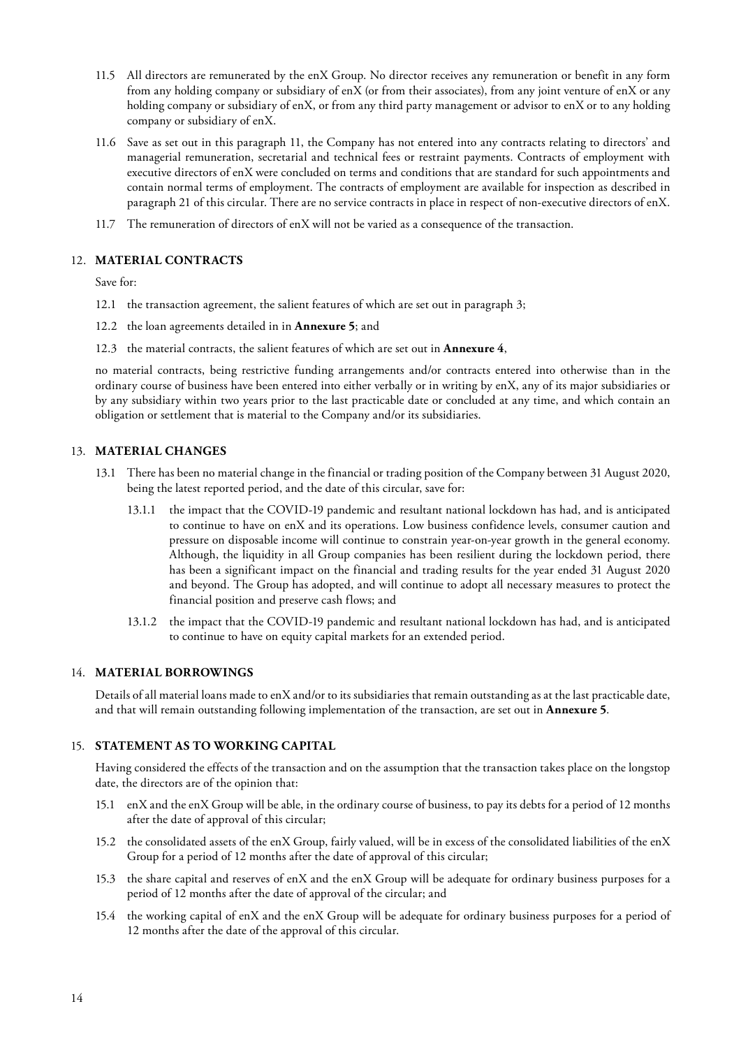11.5 All directors are remunerated by the enX Group. No director receives any remuneration or benefit in any form from any holding company or subsidiary of enX (or from their associates), from any joint venture of enX or any holding company or subsidiary of enX, or from any third party management or advisor to enX or to any holding company or subsidiary of enX.

11.6 Save as set out in this paragraph 11, the Company has not entered into any contracts relating to directors' and managerial remuneration, secretarial and technical fees or restraint payments. Contracts of employment with executive directors of enX were concluded on terms and conditions that are standard for such appointments and contain normal terms of employment. The contracts of employment are available for inspection as described in paragraph 21 of this circular. There are no service contracts in place in respect of non-executive directors of enX.

11.7 The remuneration of directors of enX will not be varied as a consequence of the transaction.

## 12. MATERIAL CONTRACTS

Save for:

12.1 the transaction agreement, the salient features of which are set out in paragraph 3;

12.2 the loan agreements detailed in in **Annexure 5**; and

12.3 the material contracts, the salient features of which are set out in **Annexure 4**,

no material contracts, being restrictive funding arrangements and/or contracts entered into otherwise than in the ordinary course of business have been entered into either verbally or in writing by enX, any of its major subsidiaries or by any subsidiary within two years prior to the last practicable date or concluded at any time, and which contain an obligation or settlement that is material to the Company and/or its subsidiaries.

## 13. MATERIAL CHANGES

13.1 There has been no material change in the financial or trading position of the Company between 31 August 2020, being the latest reported period, and the date of this circular, save for:

13.1.1 the impact that the COVID-19 pandemic and resultant national lockdown has had, and is anticipated to continue to have on enX and its operations. Low business confidence levels, consumer caution and pressure on disposable income will continue to constrain year-on-year growth in the general economy. Although, the liquidity in all Group companies has been resilient during the lockdown period, there has been a significant impact on the financial and trading results for the year ended 31 August 2020 and beyond. The Group has adopted, and will continue to adopt all necessary measures to protect the financial position and preserve cash flows; and

13.1.2 the impact that the COVID-19 pandemic and resultant national lockdown has had, and is anticipated to continue to have on equity capital markets for an extended period.

## 14. MATERIAL BORROWINGS

Details of all material loans made to enX and/or to its subsidiaries that remain outstanding as at the last practicable date, and that will remain outstanding following implementation of the transaction, are set out in **Annexure 5**.

## 15. STATEMENT AS TO WORKING CAPITAL

Having considered the effects of the transaction and on the assumption that the transaction takes place on the longstop date, the directors are of the opinion that:

15.1 enX and the enX Group will be able, in the ordinary course of business, to pay its debts for a period of 12 months after the date of approval of this circular;

15.2 the consolidated assets of the enX Group, fairly valued, will be in excess of the consolidated liabilities of the enX Group for a period of 12 months after the date of approval of this circular;

15.3 the share capital and reserves of enX and the enX Group will be adequate for ordinary business purposes for a period of 12 months after the date of approval of the circular; and

15.4 the working capital of enX and the enX Group will be adequate for ordinary business purposes for a period of 12 months after the date of the approval of this circular.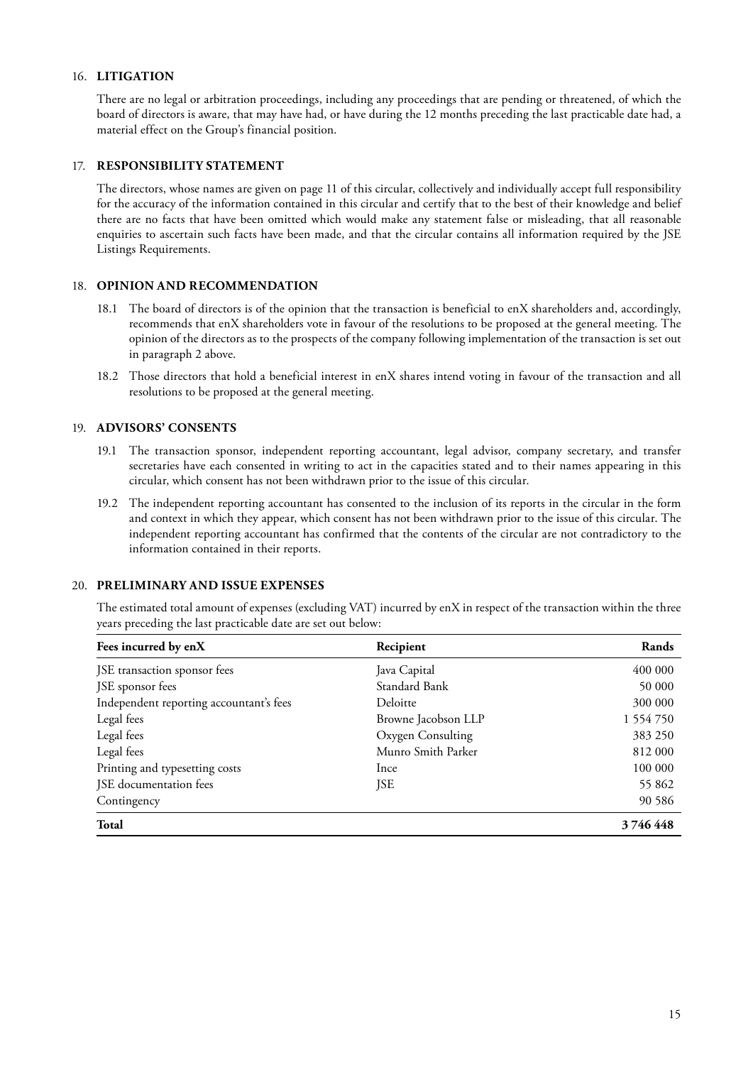## 16. LITIGATION

There are no legal or arbitration proceedings, including any proceedings that are pending or threatened, of which the board of directors is aware, that may have had, or have during the 12 months preceding the last practicable date had, a material effect on the Group's financial position.

## 17. RESPONSIBILITY STATEMENT

The directors, whose names are given on page 11 of this circular, collectively and individually accept full responsibility for the accuracy of the information contained in this circular and certify that to the best of their knowledge and belief there are no facts that have been omitted which would make any statement false or misleading, that all reasonable enquiries to ascertain such facts have been made, and that the circular contains all information required by the JSE Listings Requirements.

## 18. OPINION AND RECOMMENDATION

18.1 The board of directors is of the opinion that the transaction is beneficial to enX shareholders and, accordingly, recommends that enX shareholders vote in favour of the resolutions to be proposed at the general meeting. The opinion of the directors as to the prospects of the company following implementation of the transaction is set out in paragraph 2 above.

18.2 Those directors that hold a beneficial interest in enX shares intend voting in favour of the transaction and all resolutions to be proposed at the general meeting.

## 19. ADVISORS' CONSENTS

19.1 The transaction sponsor, independent reporting accountant, legal advisor, company secretary, and transfer secretaries have each consented in writing to act in the capacities stated and to their names appearing in this circular, which consent has not been withdrawn prior to the issue of this circular.

19.2 The independent reporting accountant has consented to the inclusion of its reports in the circular in the form and context in which they appear, which consent has not been withdrawn prior to the issue of this circular. The independent reporting accountant has confirmed that the contents of the circular are not contradictory to the information contained in their reports.

## 20. PRELIMINARY AND ISSUE EXPENSES

The estimated total amount of expenses (excluding VAT) incurred by enX in respect of the transaction within the three years preceding the last practicable date are set out below:

| Fees incurred by enX | Recipient | Rands |
|---|---|---|
| JSE transaction sponsor fees | Java Capital | 400 000 |
| JSE sponsor fees | Standard Bank | 50 000 |
| Independent reporting accountant's fees | Deloitte | 300 000 |
| Legal fees | Browne Jacobson LLP | 1 554 750 |
| Legal fees | Oxygen Consulting | 383 250 |
| Legal fees | Munro Smith Parker | 812 000 |
| Printing and typesetting costs | Ince | 100 000 |
| JSE documentation fees | JSE | 55 862 |
| Contingency | | 90 586 |
| **Total** | | **3 746 448** |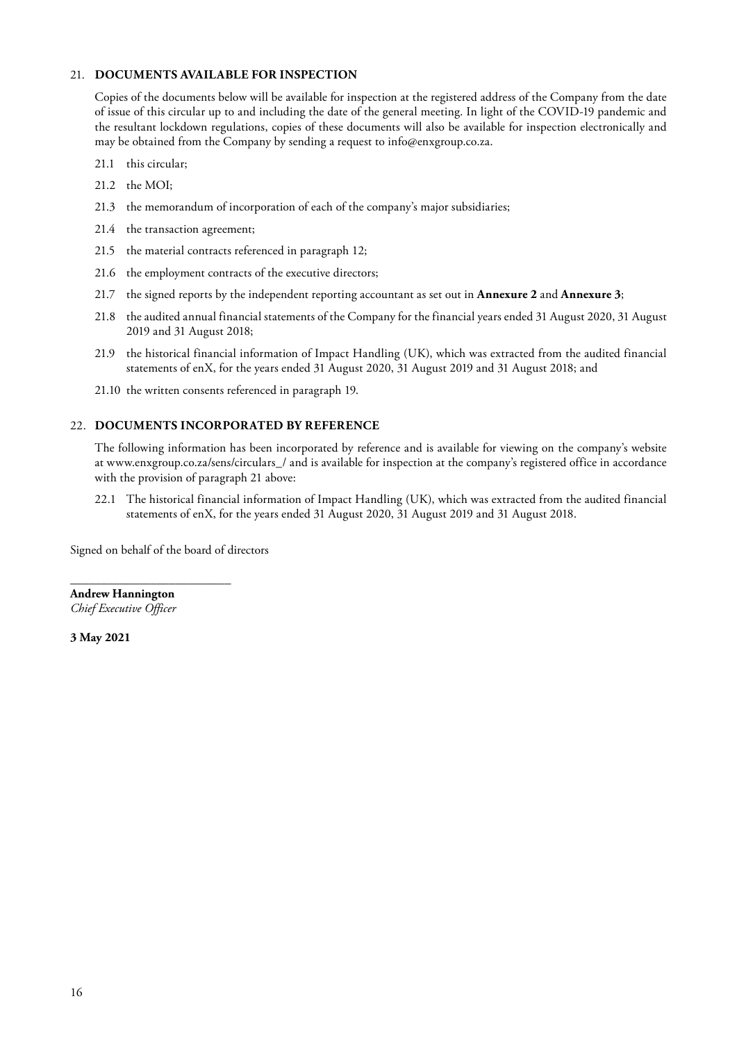## 21. DOCUMENTS AVAILABLE FOR INSPECTION

Copies of the documents below will be available for inspection at the registered address of the Company from the date of issue of this circular up to and including the date of the general meeting. In light of the COVID-19 pandemic and the resultant lockdown regulations, copies of these documents will also be available for inspection electronically and may be obtained from the Company by sending a request to info@enxgroup.co.za.

21.1 this circular;

21.2 the MOI;

21.3 the memorandum of incorporation of each of the company's major subsidiaries;

21.4 the transaction agreement;

21.5 the material contracts referenced in paragraph 12;

21.6 the employment contracts of the executive directors;

21.7 the signed reports by the independent reporting accountant as set out in **Annexure 2** and **Annexure 3**;

21.8 the audited annual financial statements of the Company for the financial years ended 31 August 2020, 31 August 2019 and 31 August 2018;

21.9 the historical financial information of Impact Handling (UK), which was extracted from the audited financial statements of enX, for the years ended 31 August 2020, 31 August 2019 and 31 August 2018; and

21.10 the written consents referenced in paragraph 19.

## 22. DOCUMENTS INCORPORATED BY REFERENCE

The following information has been incorporated by reference and is available for viewing on the company's website at www.enxgroup.co.za/sens/circulars_/ and is available for inspection at the company's registered office in accordance with the provision of paragraph 21 above:

22.1 The historical financial information of Impact Handling (UK), which was extracted from the audited financial statements of enX, for the years ended 31 August 2020, 31 August 2019 and 31 August 2018.

Signed on behalf of the board of directors

\_\_\_\_\_\_\_\_\_\_\_\_\_\_\_\_\_\_\_\_\_\_\_\_\_\_

**Andrew Hannington**
*Chief Executive Officer*

**3 May 2021**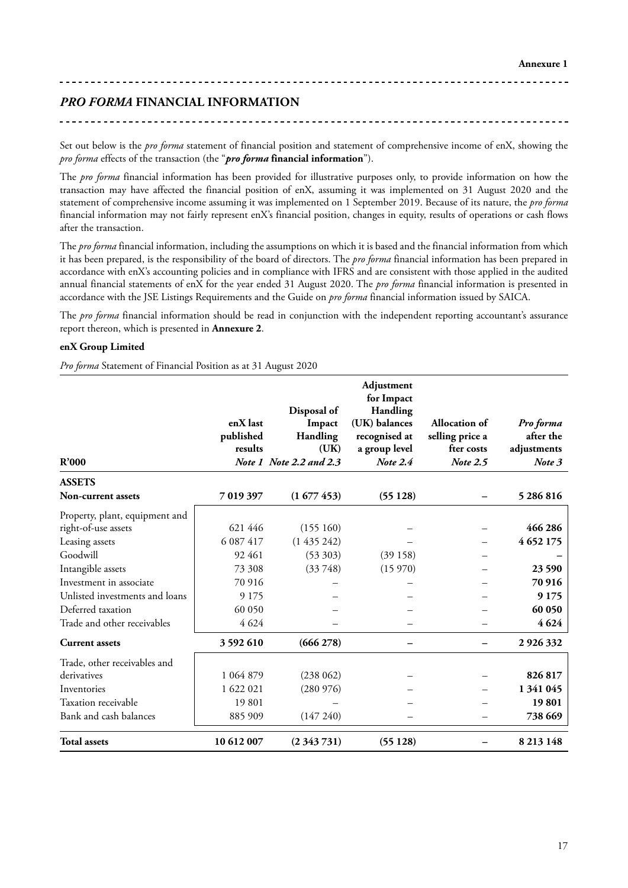Annexure 1

## *PRO FORMA* FINANCIAL INFORMATION

Set out below is the *pro forma* statement of financial position and statement of comprehensive income of enX, showing the *pro forma* effects of the transaction (the "***pro forma* financial information**").

The *pro forma* financial information has been provided for illustrative purposes only, to provide information on how the transaction may have affected the financial position of enX, assuming it was implemented on 31 August 2020 and the statement of comprehensive income assuming it was implemented on 1 September 2019. Because of its nature, the *pro forma* financial information may not fairly represent enX's financial position, changes in equity, results of operations or cash flows after the transaction.

The *pro forma* financial information, including the assumptions on which it is based and the financial information from which it has been prepared, is the responsibility of the board of directors. The *pro forma* financial information has been prepared in accordance with enX's accounting policies and in compliance with IFRS and are consistent with those applied in the audited annual financial statements of enX for the year ended 31 August 2020. The *pro forma* financial information is presented in accordance with the JSE Listings Requirements and the Guide on *pro forma* financial information issued by SAICA.

The *pro forma* financial information should be read in conjunction with the independent reporting accountant's assurance report thereon, which is presented in **Annexure 2**.

**enX Group Limited**

*Pro forma* Statement of Financial Position as at 31 August 2020

| R'000 | enX last published results *Note 1* | Disposal of Impact Handling (UK) *Note 2.2 and 2.3* | Adjustment for Impact Handling (UK) balances recognised at a group level *Note 2.4* | Allocation of selling price a fter costs *Note 2.5* | *Pro forma* after the adjustments *Note 3* |
|---|---|---|---|---|---|
| **ASSETS** | | | | | |
| **Non-current assets** | **7 019 397** | **(1 677 453)** | **(55 128)** | **–** | **5 286 816** |
| Property, plant, equipment and right-of-use assets | 621 446 | (155 160) | – | – | **466 286** |
| Leasing assets | 6 087 417 | (1 435 242) | – | – | **4 652 175** |
| Goodwill | 92 461 | (53 303) | (39 158) | – | **–** |
| Intangible assets | 73 308 | (33 748) | (15 970) | – | **23 590** |
| Investment in associate | 70 916 | – | – | – | **70 916** |
| Unlisted investments and loans | 9 175 | – | – | – | **9 175** |
| Deferred taxation | 60 050 | – | – | – | **60 050** |
| Trade and other receivables | 4 624 | – | – | – | **4 624** |
| **Current assets** | **3 592 610** | **(666 278)** | **–** | **–** | **2 926 332** |
| Trade, other receivables and derivatives | 1 064 879 | (238 062) | – | – | **826 817** |
| Inventories | 1 622 021 | (280 976) | – | – | **1 341 045** |
| Taxation receivable | 19 801 | – | – | – | **19 801** |
| Bank and cash balances | 885 909 | (147 240) | – | – | **738 669** |
| **Total assets** | **10 612 007** | **(2 343 731)** | **(55 128)** | **–** | **8 213 148** |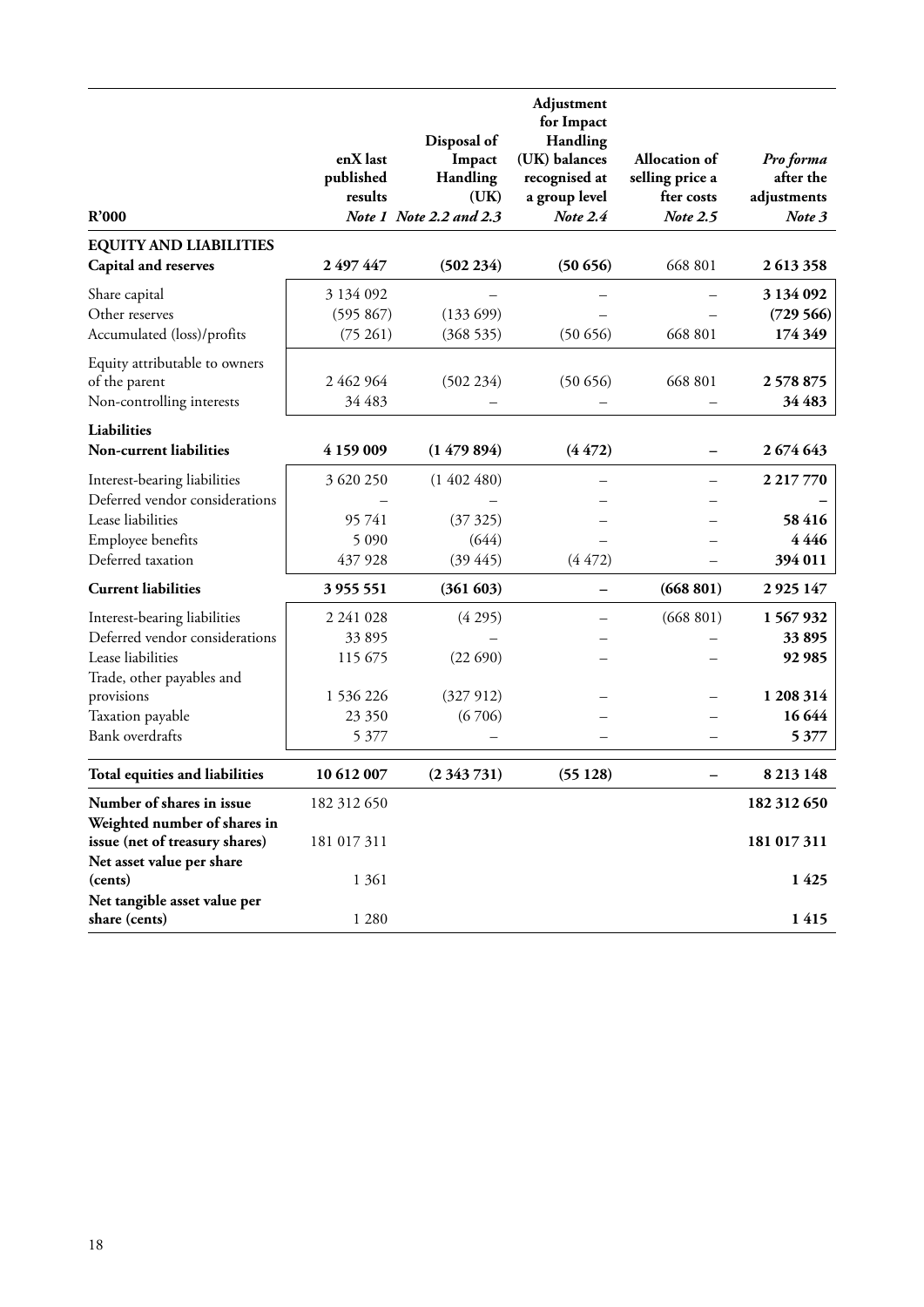| R'000 | enX last published results Note 1 | Disposal of Impact Handling (UK) Note 2.2 and 2.3 | Adjustment for Impact Handling (UK) balances recognised at a group level Note 2.4 | Allocation of selling price a fter costs Note 2.5 | *Pro forma* after the adjustments Note 3 |
|---|---|---|---|---|---|
| **EQUITY AND LIABILITIES** | | | | | |
| **Capital and reserves** | **2 497 447** | **(502 234)** | **(50 656)** | 668 801 | **2 613 358** |
| Share capital | 3 134 092 | – | – | – | **3 134 092** |
| Other reserves | (595 867) | (133 699) | – | – | **(729 566)** |
| Accumulated (loss)/profits | (75 261) | (368 535) | (50 656) | 668 801 | **174 349** |
| Equity attributable to owners of the parent | 2 462 964 | (502 234) | (50 656) | 668 801 | **2 578 875** |
| Non-controlling interests | 34 483 | – | – | – | **34 483** |
| **Liabilities** | | | | | |
| **Non-current liabilities** | **4 159 009** | **(1 479 894)** | **(4 472)** | **–** | **2 674 643** |
| Interest-bearing liabilities | 3 620 250 | (1 402 480) | – | – | **2 217 770** |
| Deferred vendor considerations | – | – | – | – | **–** |
| Lease liabilities | 95 741 | (37 325) | – | – | **58 416** |
| Employee benefits | 5 090 | (644) | – | – | **4 446** |
| Deferred taxation | 437 928 | (39 445) | (4 472) | – | **394 011** |
| **Current liabilities** | **3 955 551** | **(361 603)** | **–** | **(668 801)** | **2 925 147** |
| Interest-bearing liabilities | 2 241 028 | (4 295) | – | (668 801) | **1 567 932** |
| Deferred vendor considerations | 33 895 | – | – | – | **33 895** |
| Lease liabilities | 115 675 | (22 690) | – | – | **92 985** |
| Trade, other payables and provisions | 1 536 226 | (327 912) | – | – | **1 208 314** |
| Taxation payable | 23 350 | (6 706) | – | – | **16 644** |
| Bank overdrafts | 5 377 | – | – | – | **5 377** |
| **Total equities and liabilities** | **10 612 007** | **(2 343 731)** | **(55 128)** | **–** | **8 213 148** |
| **Number of shares in issue** | 182 312 650 | | | | **182 312 650** |
| **Weighted number of shares in issue (net of treasury shares)** | 181 017 311 | | | | **181 017 311** |
| **Net asset value per share (cents)** | 1 361 | | | | **1 425** |
| **Net tangible asset value per share (cents)** | 1 280 | | | | **1 415** |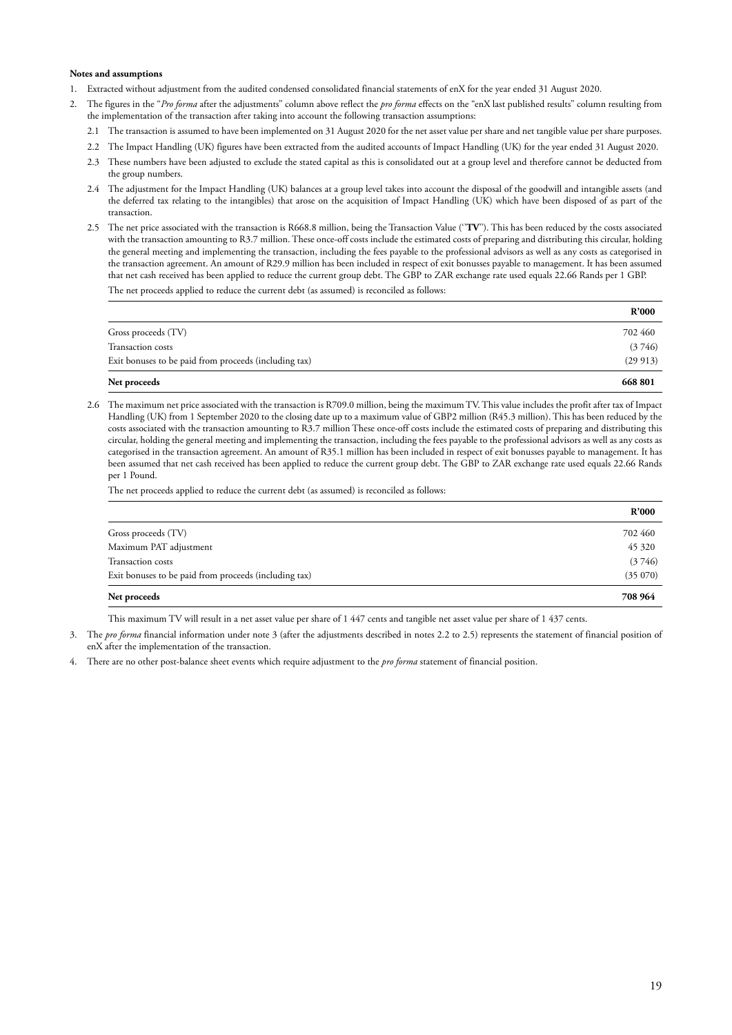**Notes and assumptions**

1. Extracted without adjustment from the audited condensed consolidated financial statements of enX for the year ended 31 August 2020.
2. The figures in the "*Pro forma* after the adjustments" column above reflect the *pro forma* effects on the "enX last published results" column resulting from the implementation of the transaction after taking into account the following transaction assumptions:
   - 2.1 The transaction is assumed to have been implemented on 31 August 2020 for the net asset value per share and net tangible value per share purposes.
   - 2.2 The Impact Handling (UK) figures have been extracted from the audited accounts of Impact Handling (UK) for the year ended 31 August 2020.
   - 2.3 These numbers have been adjusted to exclude the stated capital as this is consolidated out at a group level and therefore cannot be deducted from the group numbers.
   - 2.4 The adjustment for the Impact Handling (UK) balances at a group level takes into account the disposal of the goodwill and intangible assets (and the deferred tax relating to the intangibles) that arose on the acquisition of Impact Handling (UK) which have been disposed of as part of the transaction.
   - 2.5 The net price associated with the transaction is R668.8 million, being the Transaction Value ("**TV**"). This has been reduced by the costs associated with the transaction amounting to R3.7 million. These once-off costs include the estimated costs of preparing and distributing this circular, holding the general meeting and implementing the transaction, including the fees payable to the professional advisors as well as any costs as categorised in the transaction agreement. An amount of R29.9 million has been included in respect of exit bonusses payable to management. It has been assumed that net cash received has been applied to reduce the current group debt. The GBP to ZAR exchange rate used equals 22.66 Rands per 1 GBP.

     The net proceeds applied to reduce the current debt (as assumed) is reconciled as follows:

| | R'000 |
|---|---|
| Gross proceeds (TV) | 702 460 |
| Transaction costs | (3 746) |
| Exit bonuses to be paid from proceeds (including tax) | (29 913) |
| **Net proceeds** | **668 801** |

   - 2.6 The maximum net price associated with the transaction is R709.0 million, being the maximum TV. This value includes the profit after tax of Impact Handling (UK) from 1 September 2020 to the closing date up to a maximum value of GBP2 million (R45.3 million). This has been reduced by the costs associated with the transaction amounting to R3.7 million These once-off costs include the estimated costs of preparing and distributing this circular, holding the general meeting and implementing the transaction, including the fees payable to the professional advisors as well as any costs as categorised in the transaction agreement. An amount of R35.1 million has been included in respect of exit bonusses payable to management. It has been assumed that net cash received has been applied to reduce the current group debt. The GBP to ZAR exchange rate used equals 22.66 Rands per 1 Pound.

     The net proceeds applied to reduce the current debt (as assumed) is reconciled as follows:

| | R'000 |
|---|---|
| Gross proceeds (TV) | 702 460 |
| Maximum PAT adjustment | 45 320 |
| Transaction costs | (3 746) |
| Exit bonuses to be paid from proceeds (including tax) | (35 070) |
| **Net proceeds** | **708 964** |

     This maximum TV will result in a net asset value per share of 1 447 cents and tangible net asset value per share of 1 437 cents.

3. The *pro forma* financial information under note 3 (after the adjustments described in notes 2.2 to 2.5) represents the statement of financial position of enX after the implementation of the transaction.
4. There are no other post-balance sheet events which require adjustment to the *pro forma* statement of financial position.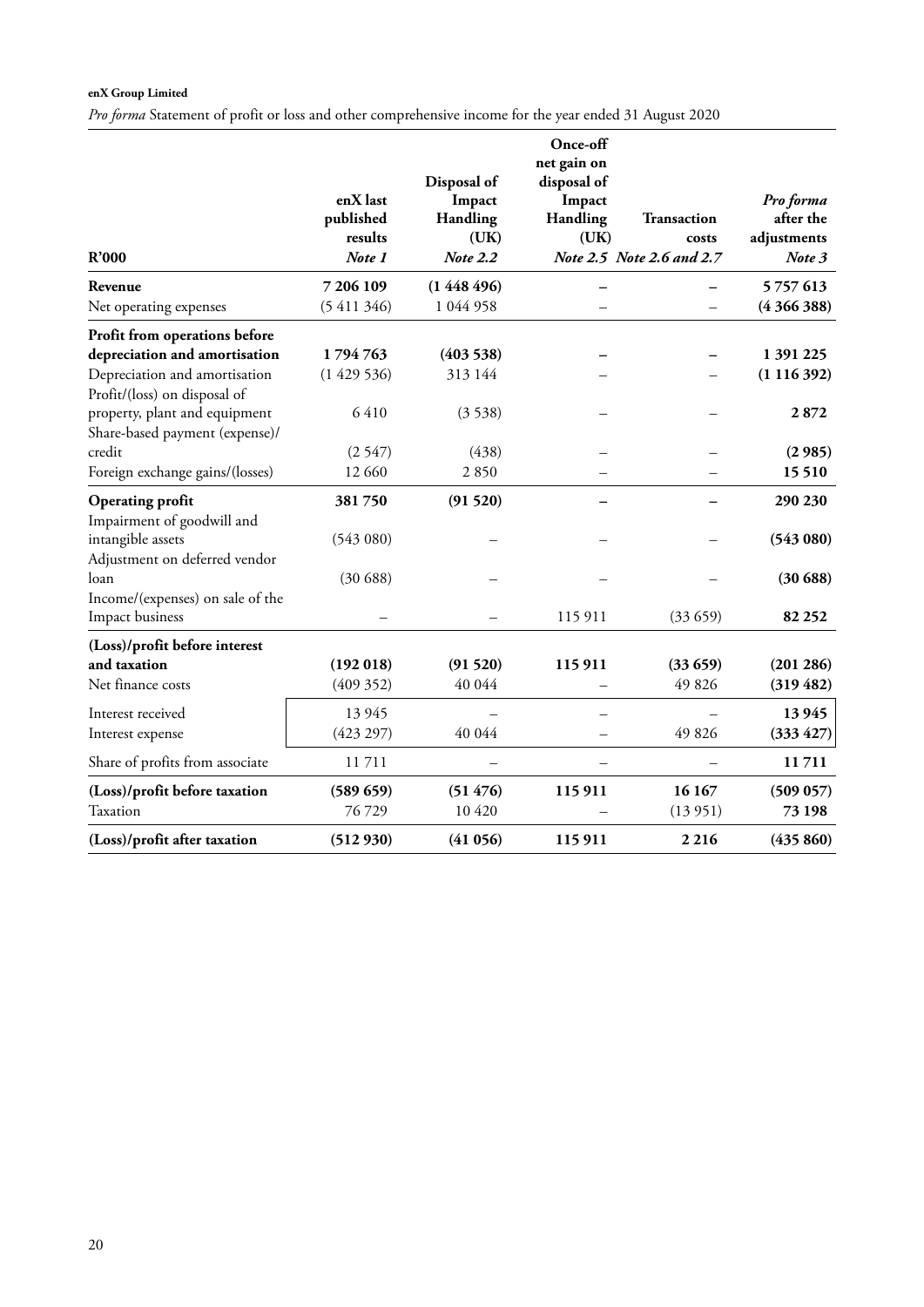**enX Group Limited**

*Pro forma* Statement of profit or loss and other comprehensive income for the year ended 31 August 2020

| R'000 | enX last published results Note 1 | Disposal of Impact Handling (UK) Note 2.2 | Once-off net gain on disposal of Impact Handling (UK) Note 2.5 | Transaction costs Note 2.6 and 2.7 | *Pro forma* after the adjustments Note 3 |
|---|---|---|---|---|---|
| **Revenue** | **7 206 109** | **(1 448 496)** | **–** | **–** | **5 757 613** |
| Net operating expenses | (5 411 346) | 1 044 958 | – | – | **(4 366 388)** |
| **Profit from operations before depreciation and amortisation** | **1 794 763** | **(403 538)** | **–** | **–** | **1 391 225** |
| Depreciation and amortisation | (1 429 536) | 313 144 | – | – | **(1 116 392)** |
| Profit/(loss) on disposal of property, plant and equipment | 6 410 | (3 538) | – | – | **2 872** |
| Share-based payment (expense)/credit | (2 547) | (438) | – | – | **(2 985)** |
| Foreign exchange gains/(losses) | 12 660 | 2 850 | – | – | **15 510** |
| **Operating profit** | **381 750** | **(91 520)** | **–** | **–** | **290 230** |
| Impairment of goodwill and intangible assets | (543 080) | – | – | – | **(543 080)** |
| Adjustment on deferred vendor loan | (30 688) | – | – | – | **(30 688)** |
| Income/(expenses) on sale of the Impact business | – | – | 115 911 | (33 659) | **82 252** |
| **(Loss)/profit before interest and taxation** | **(192 018)** | **(91 520)** | **115 911** | **(33 659)** | **(201 286)** |
| Net finance costs | (409 352) | 40 044 | – | 49 826 | **(319 482)** |
| Interest received | 13 945 | – | – | – | **13 945** |
| Interest expense | (423 297) | 40 044 | – | 49 826 | **(333 427)** |
| Share of profits from associate | 11 711 | – | – | – | **11 711** |
| **(Loss)/profit before taxation** | **(589 659)** | **(51 476)** | **115 911** | **16 167** | **(509 057)** |
| Taxation | 76 729 | 10 420 | – | (13 951) | **73 198** |
| **(Loss)/profit after taxation** | **(512 930)** | **(41 056)** | **115 911** | **2 216** | **(435 860)** |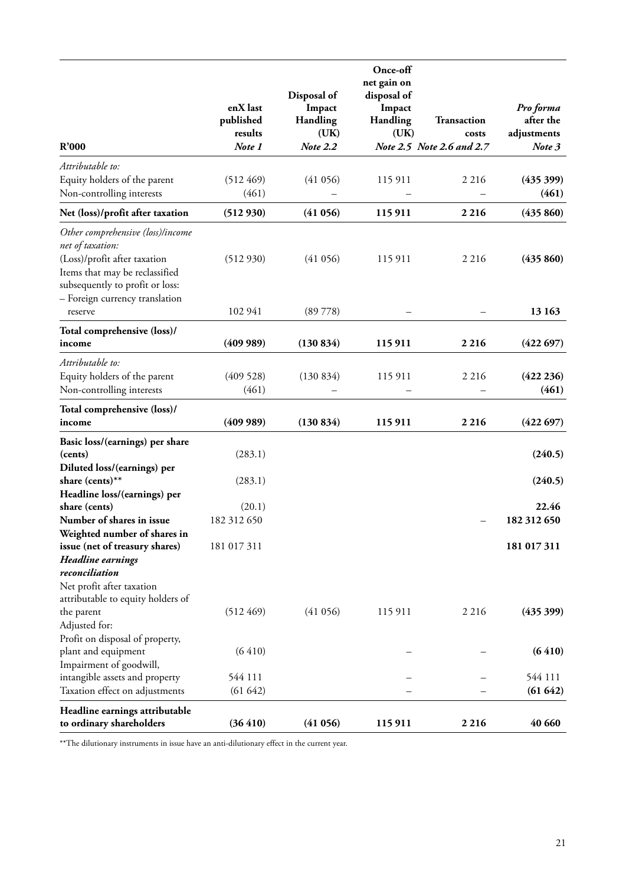| R'000 | enX last published results *Note 1* | Disposal of Impact Handling (UK) *Note 2.2* | Once-off net gain on disposal of Impact Handling (UK) *Note 2.5* | Transaction costs *Note 2.6 and 2.7* | *Pro forma* after the adjustments *Note 3* |
|---|---|---|---|---|---|
| *Attributable to:* | | | | | |
| Equity holders of the parent | (512 469) | (41 056) | 115 911 | 2 216 | **(435 399)** |
| Non-controlling interests | (461) | – | – | – | **(461)** |
| **Net (loss)/profit after taxation** | **(512 930)** | **(41 056)** | **115 911** | **2 216** | **(435 860)** |
| *Other comprehensive (loss)/income net of taxation:* | | | | | |
| (Loss)/profit after taxation | (512 930) | (41 056) | 115 911 | 2 216 | **(435 860)** |
| Items that may be reclassified subsequently to profit or loss: | | | | | |
| – Foreign currency translation reserve | 102 941 | (89 778) | – | – | **13 163** |
| **Total comprehensive (loss)/ income** | **(409 989)** | **(130 834)** | **115 911** | **2 216** | **(422 697)** |
| *Attributable to:* | | | | | |
| Equity holders of the parent | (409 528) | (130 834) | 115 911 | 2 216 | **(422 236)** |
| Non-controlling interests | (461) | – | – | – | **(461)** |
| **Total comprehensive (loss)/ income** | **(409 989)** | **(130 834)** | **115 911** | **2 216** | **(422 697)** |
| **Basic loss/(earnings) per share (cents)** | (283.1) | | | | **(240.5)** |
| **Diluted loss/(earnings) per share (cents)**** | (283.1) | | | | **(240.5)** |
| **Headline loss/(earnings) per share (cents)** | (20.1) | | | | **22.46** |
| **Number of shares in issue** | 182 312 650 | | | – | **182 312 650** |
| **Weighted number of shares in issue (net of treasury shares)** | 181 017 311 | | | | **181 017 311** |
| ***Headline earnings reconciliation*** | | | | | |
| Net profit after taxation attributable to equity holders of the parent | (512 469) | (41 056) | 115 911 | 2 216 | **(435 399)** |
| Adjusted for: | | | | | |
| Profit on disposal of property, plant and equipment | (6 410) | | – | – | **(6 410)** |
| Impairment of goodwill, intangible assets and property | 544 111 | | – | – | 544 111 |
| Taxation effect on adjustments | (61 642) | | – | – | **(61 642)** |
| **Headline earnings attributable to ordinary shareholders** | **(36 410)** | **(41 056)** | **115 911** | **2 216** | **40 660** |

**The dilutionary instruments in issue have an anti-dilutionary effect in the current year.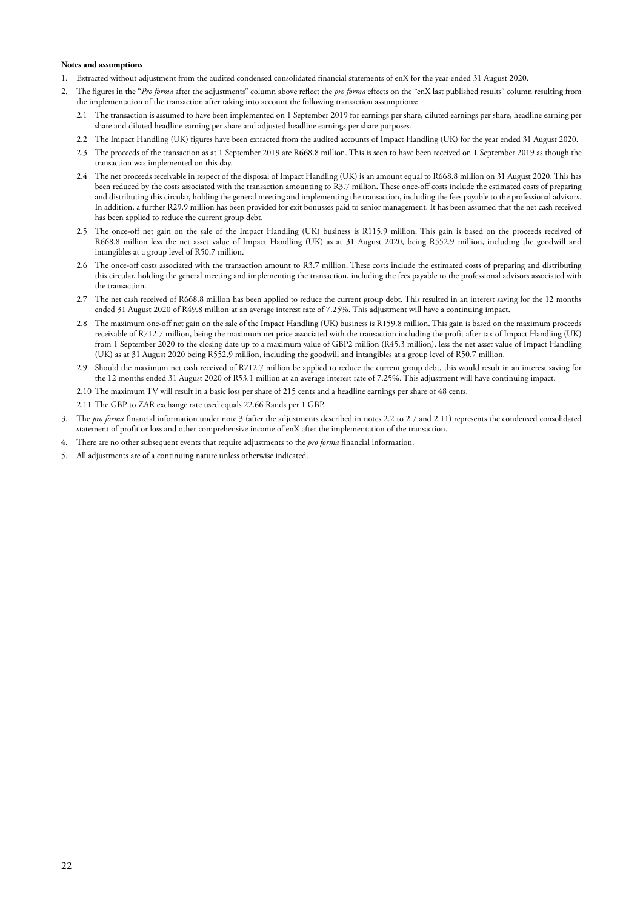**Notes and assumptions**

1. Extracted without adjustment from the audited condensed consolidated financial statements of enX for the year ended 31 August 2020.
2. The figures in the "*Pro forma* after the adjustments" column above reflect the *pro forma* effects on the "enX last published results" column resulting from the implementation of the transaction after taking into account the following transaction assumptions:
   - 2.1 The transaction is assumed to have been implemented on 1 September 2019 for earnings per share, diluted earnings per share, headline earning per share and diluted headline earning per share and adjusted headline earnings per share purposes.
   - 2.2 The Impact Handling (UK) figures have been extracted from the audited accounts of Impact Handling (UK) for the year ended 31 August 2020.
   - 2.3 The proceeds of the transaction as at 1 September 2019 are R668.8 million. This is seen to have been received on 1 September 2019 as though the transaction was implemented on this day.
   - 2.4 The net proceeds receivable in respect of the disposal of Impact Handling (UK) is an amount equal to R668.8 million on 31 August 2020. This has been reduced by the costs associated with the transaction amounting to R3.7 million. These once-off costs include the estimated costs of preparing and distributing this circular, holding the general meeting and implementing the transaction, including the fees payable to the professional advisors. In addition, a further R29.9 million has been provided for exit bonusses paid to senior management. It has been assumed that the net cash received has been applied to reduce the current group debt.
   - 2.5 The once-off net gain on the sale of the Impact Handling (UK) business is R115.9 million. This gain is based on the proceeds received of R668.8 million less the net asset value of Impact Handling (UK) as at 31 August 2020, being R552.9 million, including the goodwill and intangibles at a group level of R50.7 million.
   - 2.6 The once-off costs associated with the transaction amount to R3.7 million. These costs include the estimated costs of preparing and distributing this circular, holding the general meeting and implementing the transaction, including the fees payable to the professional advisors associated with the transaction.
   - 2.7 The net cash received of R668.8 million has been applied to reduce the current group debt. This resulted in an interest saving for the 12 months ended 31 August 2020 of R49.8 million at an average interest rate of 7.25%. This adjustment will have a continuing impact.
   - 2.8 The maximum one-off net gain on the sale of the Impact Handling (UK) business is R159.8 million. This gain is based on the maximum proceeds receivable of R712.7 million, being the maximum net price associated with the transaction including the profit after tax of Impact Handling (UK) from 1 September 2020 to the closing date up to a maximum value of GBP2 million (R45.3 million), less the net asset value of Impact Handling (UK) as at 31 August 2020 being R552.9 million, including the goodwill and intangibles at a group level of R50.7 million.
   - 2.9 Should the maximum net cash received of R712.7 million be applied to reduce the current group debt, this would result in an interest saving for the 12 months ended 31 August 2020 of R53.1 million at an average interest rate of 7.25%. This adjustment will have continuing impact.
   - 2.10 The maximum TV will result in a basic loss per share of 215 cents and a headline earnings per share of 48 cents.
   - 2.11 The GBP to ZAR exchange rate used equals 22.66 Rands per 1 GBP.
3. The *pro forma* financial information under note 3 (after the adjustments described in notes 2.2 to 2.7 and 2.11) represents the condensed consolidated statement of profit or loss and other comprehensive income of enX after the implementation of the transaction.
4. There are no other subsequent events that require adjustments to the *pro forma* financial information.
5. All adjustments are of a continuing nature unless otherwise indicated.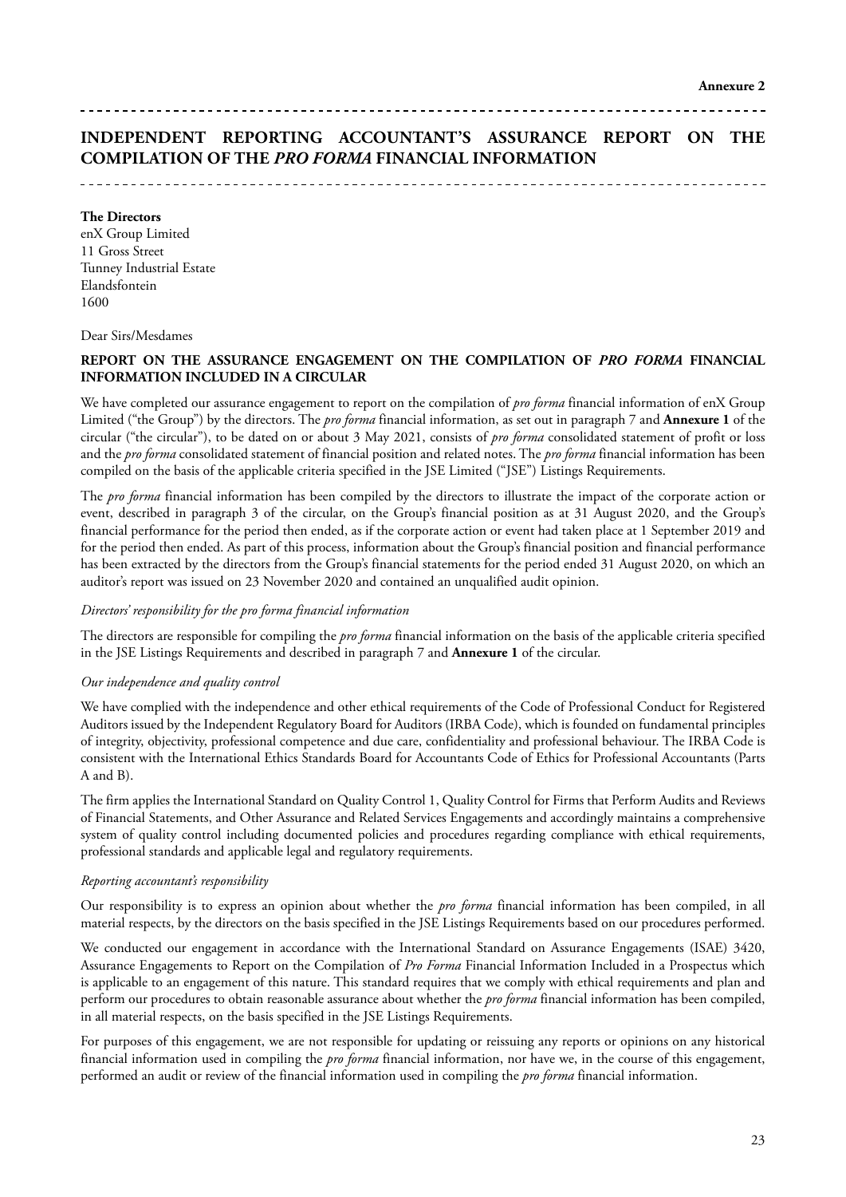**Annexure 2**

# INDEPENDENT REPORTING ACCOUNTANT'S ASSURANCE REPORT ON THE COMPILATION OF THE *PRO FORMA* FINANCIAL INFORMATION

**The Directors**
enX Group Limited
11 Gross Street
Tunney Industrial Estate
Elandsfontein
1600

Dear Sirs/Mesdames

**REPORT ON THE ASSURANCE ENGAGEMENT ON THE COMPILATION OF *PRO FORMA* FINANCIAL INFORMATION INCLUDED IN A CIRCULAR**

We have completed our assurance engagement to report on the compilation of *pro forma* financial information of enX Group Limited ("the Group") by the directors. The *pro forma* financial information, as set out in paragraph 7 and **Annexure 1** of the circular ("the circular"), to be dated on or about 3 May 2021, consists of *pro forma* consolidated statement of profit or loss and the *pro forma* consolidated statement of financial position and related notes. The *pro forma* financial information has been compiled on the basis of the applicable criteria specified in the JSE Limited ("JSE") Listings Requirements.

The *pro forma* financial information has been compiled by the directors to illustrate the impact of the corporate action or event, described in paragraph 3 of the circular, on the Group's financial position as at 31 August 2020, and the Group's financial performance for the period then ended, as if the corporate action or event had taken place at 1 September 2019 and for the period then ended. As part of this process, information about the Group's financial position and financial performance has been extracted by the directors from the Group's financial statements for the period ended 31 August 2020, on which an auditor's report was issued on 23 November 2020 and contained an unqualified audit opinion.

*Directors' responsibility for the pro forma financial information*

The directors are responsible for compiling the *pro forma* financial information on the basis of the applicable criteria specified in the JSE Listings Requirements and described in paragraph 7 and **Annexure 1** of the circular.

*Our independence and quality control*

We have complied with the independence and other ethical requirements of the Code of Professional Conduct for Registered Auditors issued by the Independent Regulatory Board for Auditors (IRBA Code), which is founded on fundamental principles of integrity, objectivity, professional competence and due care, confidentiality and professional behaviour. The IRBA Code is consistent with the International Ethics Standards Board for Accountants Code of Ethics for Professional Accountants (Parts A and B).

The firm applies the International Standard on Quality Control 1, Quality Control for Firms that Perform Audits and Reviews of Financial Statements, and Other Assurance and Related Services Engagements and accordingly maintains a comprehensive system of quality control including documented policies and procedures regarding compliance with ethical requirements, professional standards and applicable legal and regulatory requirements.

*Reporting accountant's responsibility*

Our responsibility is to express an opinion about whether the *pro forma* financial information has been compiled, in all material respects, by the directors on the basis specified in the JSE Listings Requirements based on our procedures performed.

We conducted our engagement in accordance with the International Standard on Assurance Engagements (ISAE) 3420, Assurance Engagements to Report on the Compilation of *Pro Forma* Financial Information Included in a Prospectus which is applicable to an engagement of this nature. This standard requires that we comply with ethical requirements and plan and perform our procedures to obtain reasonable assurance about whether the *pro forma* financial information has been compiled, in all material respects, on the basis specified in the JSE Listings Requirements.

For purposes of this engagement, we are not responsible for updating or reissuing any reports or opinions on any historical financial information used in compiling the *pro forma* financial information, nor have we, in the course of this engagement, performed an audit or review of the financial information used in compiling the *pro forma* financial information.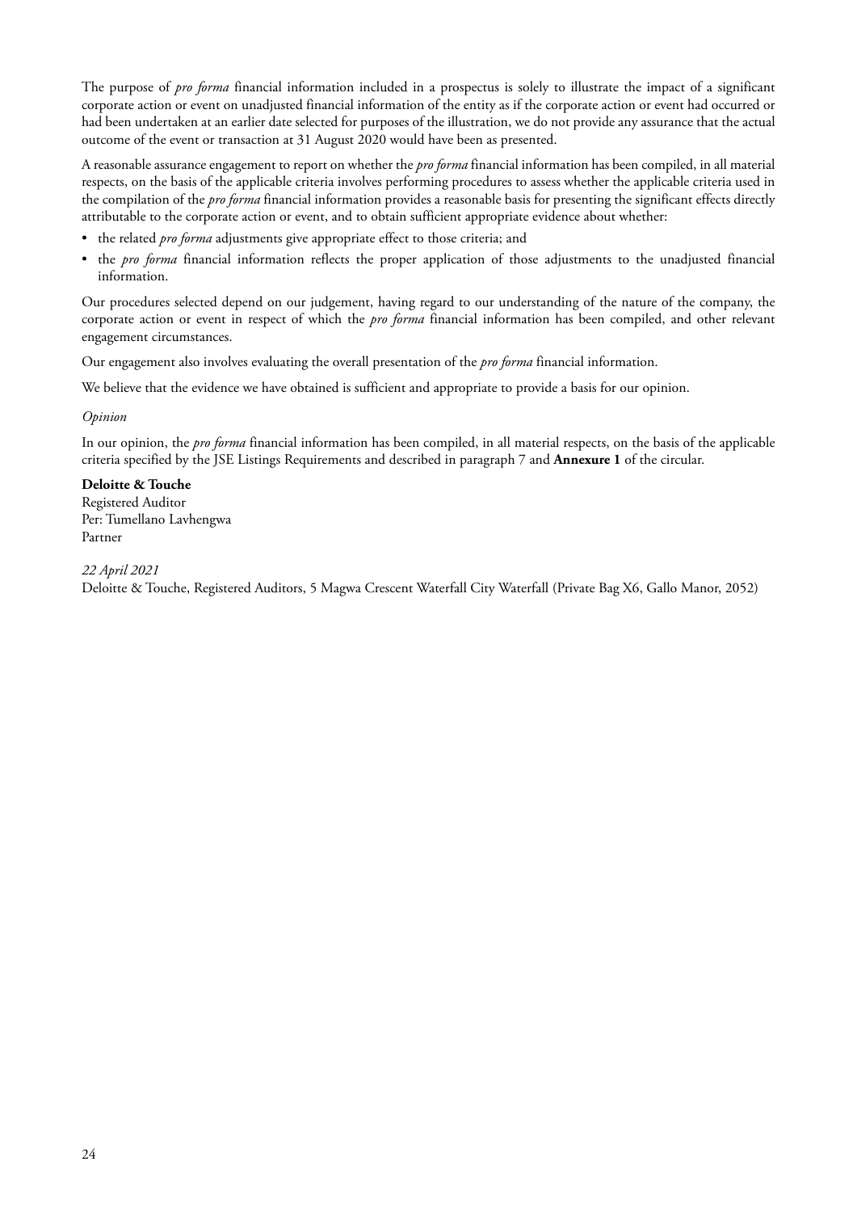The purpose of *pro forma* financial information included in a prospectus is solely to illustrate the impact of a significant corporate action or event on unadjusted financial information of the entity as if the corporate action or event had occurred or had been undertaken at an earlier date selected for purposes of the illustration, we do not provide any assurance that the actual outcome of the event or transaction at 31 August 2020 would have been as presented.

A reasonable assurance engagement to report on whether the *pro forma* financial information has been compiled, in all material respects, on the basis of the applicable criteria involves performing procedures to assess whether the applicable criteria used in the compilation of the *pro forma* financial information provides a reasonable basis for presenting the significant effects directly attributable to the corporate action or event, and to obtain sufficient appropriate evidence about whether:

- the related *pro forma* adjustments give appropriate effect to those criteria; and
- the *pro forma* financial information reflects the proper application of those adjustments to the unadjusted financial information.

Our procedures selected depend on our judgement, having regard to our understanding of the nature of the company, the corporate action or event in respect of which the *pro forma* financial information has been compiled, and other relevant engagement circumstances.

Our engagement also involves evaluating the overall presentation of the *pro forma* financial information.

We believe that the evidence we have obtained is sufficient and appropriate to provide a basis for our opinion.

*Opinion*

In our opinion, the *pro forma* financial information has been compiled, in all material respects, on the basis of the applicable criteria specified by the JSE Listings Requirements and described in paragraph 7 and **Annexure 1** of the circular.

**Deloitte & Touche**
Registered Auditor
Per: Tumellano Lavhengwa
Partner

*22 April 2021*
Deloitte & Touche, Registered Auditors, 5 Magwa Crescent Waterfall City Waterfall (Private Bag X6, Gallo Manor, 2052)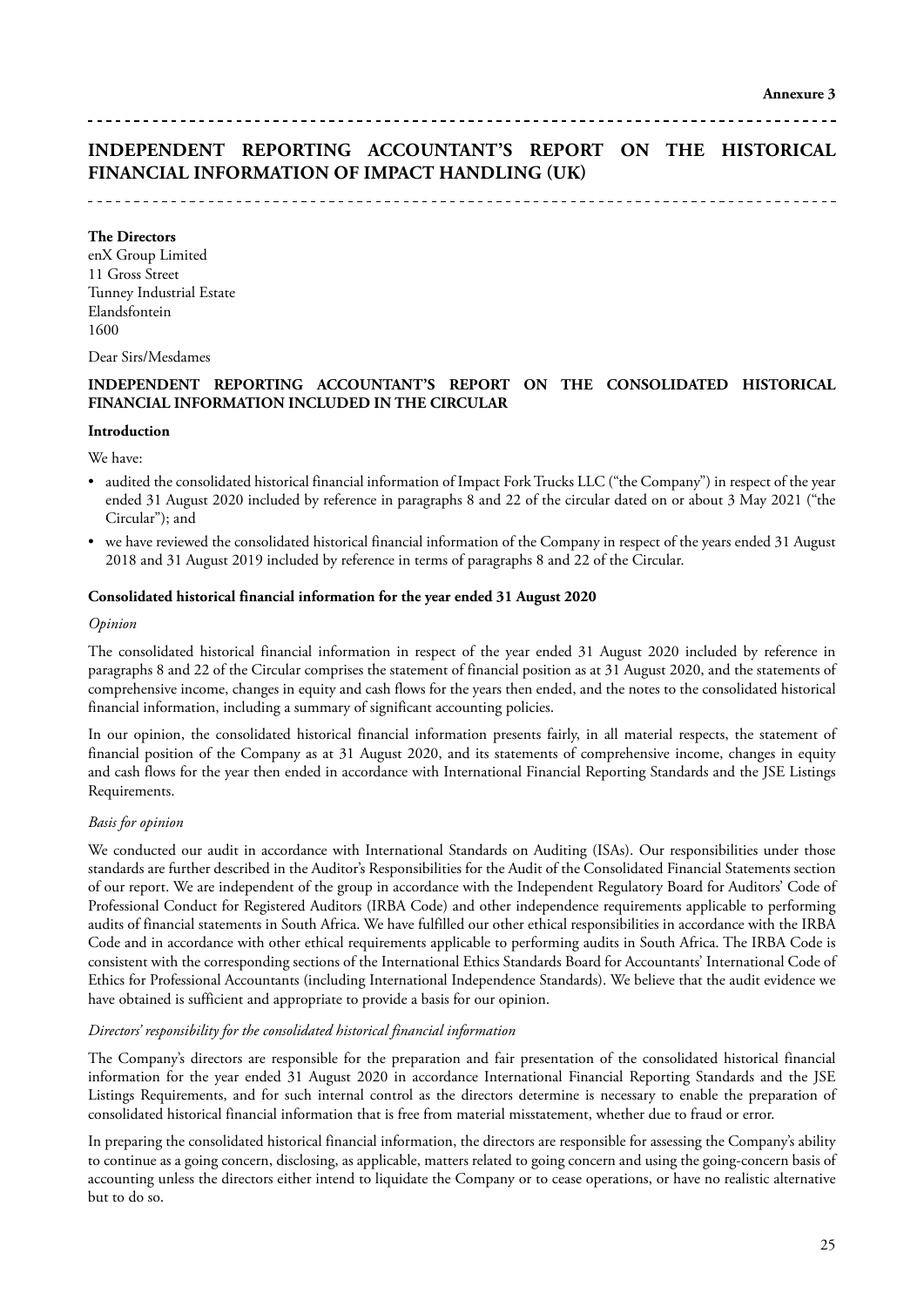**Annexure 3**

# INDEPENDENT REPORTING ACCOUNTANT'S REPORT ON THE HISTORICAL FINANCIAL INFORMATION OF IMPACT HANDLING (UK)

**The Directors**
enX Group Limited
11 Gross Street
Tunney Industrial Estate
Elandsfontein
1600

Dear Sirs/Mesdames

**INDEPENDENT REPORTING ACCOUNTANT'S REPORT ON THE CONSOLIDATED HISTORICAL FINANCIAL INFORMATION INCLUDED IN THE CIRCULAR**

**Introduction**

We have:

- audited the consolidated historical financial information of Impact Fork Trucks LLC ("the Company") in respect of the year ended 31 August 2020 included by reference in paragraphs 8 and 22 of the circular dated on or about 3 May 2021 ("the Circular"); and
- we have reviewed the consolidated historical financial information of the Company in respect of the years ended 31 August 2018 and 31 August 2019 included by reference in terms of paragraphs 8 and 22 of the Circular.

**Consolidated historical financial information for the year ended 31 August 2020**

*Opinion*

The consolidated historical financial information in respect of the year ended 31 August 2020 included by reference in paragraphs 8 and 22 of the Circular comprises the statement of financial position as at 31 August 2020, and the statements of comprehensive income, changes in equity and cash flows for the years then ended, and the notes to the consolidated historical financial information, including a summary of significant accounting policies.

In our opinion, the consolidated historical financial information presents fairly, in all material respects, the statement of financial position of the Company as at 31 August 2020, and its statements of comprehensive income, changes in equity and cash flows for the year then ended in accordance with International Financial Reporting Standards and the JSE Listings Requirements.

*Basis for opinion*

We conducted our audit in accordance with International Standards on Auditing (ISAs). Our responsibilities under those standards are further described in the Auditor's Responsibilities for the Audit of the Consolidated Financial Statements section of our report. We are independent of the group in accordance with the Independent Regulatory Board for Auditors' Code of Professional Conduct for Registered Auditors (IRBA Code) and other independence requirements applicable to performing audits of financial statements in South Africa. We have fulfilled our other ethical responsibilities in accordance with the IRBA Code and in accordance with other ethical requirements applicable to performing audits in South Africa. The IRBA Code is consistent with the corresponding sections of the International Ethics Standards Board for Accountants' International Code of Ethics for Professional Accountants (including International Independence Standards). We believe that the audit evidence we have obtained is sufficient and appropriate to provide a basis for our opinion.

*Directors' responsibility for the consolidated historical financial information*

The Company's directors are responsible for the preparation and fair presentation of the consolidated historical financial information for the year ended 31 August 2020 in accordance International Financial Reporting Standards and the JSE Listings Requirements, and for such internal control as the directors determine is necessary to enable the preparation of consolidated historical financial information that is free from material misstatement, whether due to fraud or error.

In preparing the consolidated historical financial information, the directors are responsible for assessing the Company's ability to continue as a going concern, disclosing, as applicable, matters related to going concern and using the going-concern basis of accounting unless the directors either intend to liquidate the Company or to cease operations, or have no realistic alternative but to do so.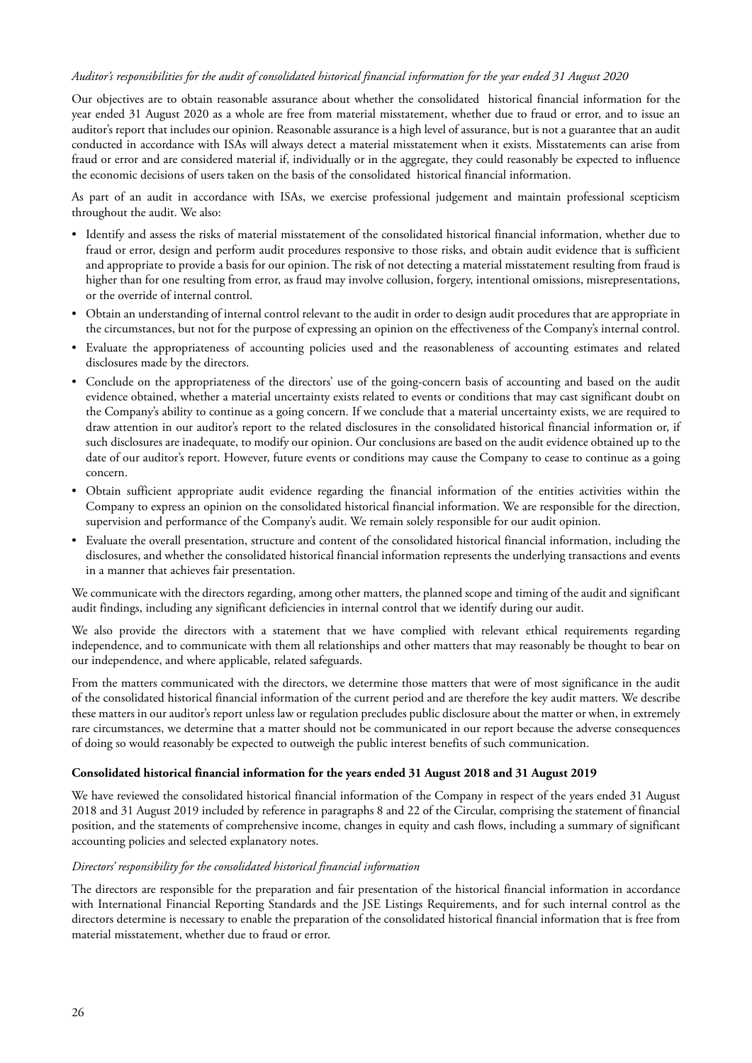*Auditor's responsibilities for the audit of consolidated historical financial information for the year ended 31 August 2020*

Our objectives are to obtain reasonable assurance about whether the consolidated historical financial information for the year ended 31 August 2020 as a whole are free from material misstatement, whether due to fraud or error, and to issue an auditor's report that includes our opinion. Reasonable assurance is a high level of assurance, but is not a guarantee that an audit conducted in accordance with ISAs will always detect a material misstatement when it exists. Misstatements can arise from fraud or error and are considered material if, individually or in the aggregate, they could reasonably be expected to influence the economic decisions of users taken on the basis of the consolidated historical financial information.

As part of an audit in accordance with ISAs, we exercise professional judgement and maintain professional scepticism throughout the audit. We also:

- Identify and assess the risks of material misstatement of the consolidated historical financial information, whether due to fraud or error, design and perform audit procedures responsive to those risks, and obtain audit evidence that is sufficient and appropriate to provide a basis for our opinion. The risk of not detecting a material misstatement resulting from fraud is higher than for one resulting from error, as fraud may involve collusion, forgery, intentional omissions, misrepresentations, or the override of internal control.
- Obtain an understanding of internal control relevant to the audit in order to design audit procedures that are appropriate in the circumstances, but not for the purpose of expressing an opinion on the effectiveness of the Company's internal control.
- Evaluate the appropriateness of accounting policies used and the reasonableness of accounting estimates and related disclosures made by the directors.
- Conclude on the appropriateness of the directors' use of the going-concern basis of accounting and based on the audit evidence obtained, whether a material uncertainty exists related to events or conditions that may cast significant doubt on the Company's ability to continue as a going concern. If we conclude that a material uncertainty exists, we are required to draw attention in our auditor's report to the related disclosures in the consolidated historical financial information or, if such disclosures are inadequate, to modify our opinion. Our conclusions are based on the audit evidence obtained up to the date of our auditor's report. However, future events or conditions may cause the Company to cease to continue as a going concern.
- Obtain sufficient appropriate audit evidence regarding the financial information of the entities activities within the Company to express an opinion on the consolidated historical financial information. We are responsible for the direction, supervision and performance of the Company's audit. We remain solely responsible for our audit opinion.
- Evaluate the overall presentation, structure and content of the consolidated historical financial information, including the disclosures, and whether the consolidated historical financial information represents the underlying transactions and events in a manner that achieves fair presentation.

We communicate with the directors regarding, among other matters, the planned scope and timing of the audit and significant audit findings, including any significant deficiencies in internal control that we identify during our audit.

We also provide the directors with a statement that we have complied with relevant ethical requirements regarding independence, and to communicate with them all relationships and other matters that may reasonably be thought to bear on our independence, and where applicable, related safeguards.

From the matters communicated with the directors, we determine those matters that were of most significance in the audit of the consolidated historical financial information of the current period and are therefore the key audit matters. We describe these matters in our auditor's report unless law or regulation precludes public disclosure about the matter or when, in extremely rare circumstances, we determine that a matter should not be communicated in our report because the adverse consequences of doing so would reasonably be expected to outweigh the public interest benefits of such communication.

**Consolidated historical financial information for the years ended 31 August 2018 and 31 August 2019**

We have reviewed the consolidated historical financial information of the Company in respect of the years ended 31 August 2018 and 31 August 2019 included by reference in paragraphs 8 and 22 of the Circular, comprising the statement of financial position, and the statements of comprehensive income, changes in equity and cash flows, including a summary of significant accounting policies and selected explanatory notes.

*Directors' responsibility for the consolidated historical financial information*

The directors are responsible for the preparation and fair presentation of the historical financial information in accordance with International Financial Reporting Standards and the JSE Listings Requirements, and for such internal control as the directors determine is necessary to enable the preparation of the consolidated historical financial information that is free from material misstatement, whether due to fraud or error.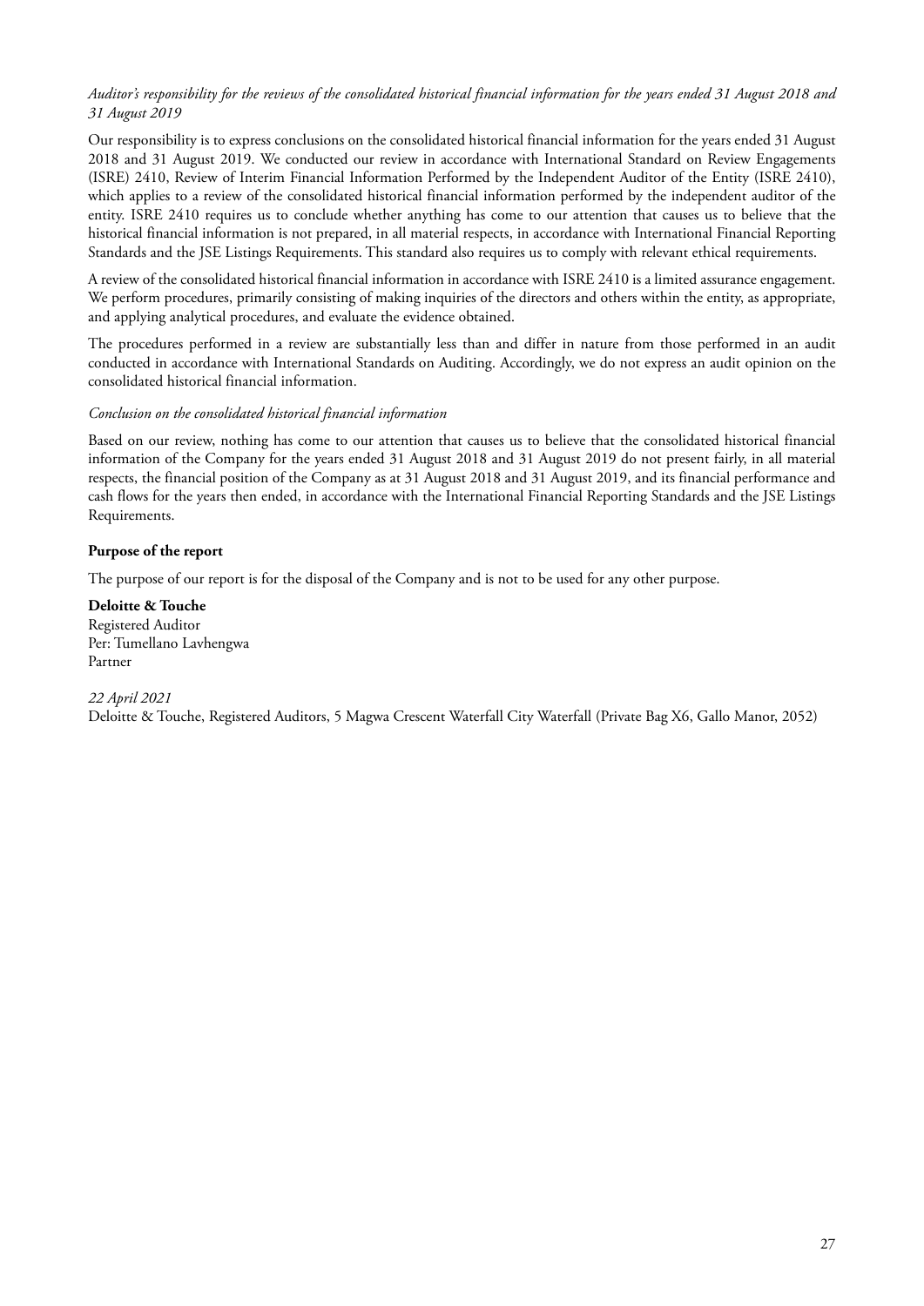*Auditor's responsibility for the reviews of the consolidated historical financial information for the years ended 31 August 2018 and 31 August 2019*

Our responsibility is to express conclusions on the consolidated historical financial information for the years ended 31 August 2018 and 31 August 2019. We conducted our review in accordance with International Standard on Review Engagements (ISRE) 2410, Review of Interim Financial Information Performed by the Independent Auditor of the Entity (ISRE 2410), which applies to a review of the consolidated historical financial information performed by the independent auditor of the entity. ISRE 2410 requires us to conclude whether anything has come to our attention that causes us to believe that the historical financial information is not prepared, in all material respects, in accordance with International Financial Reporting Standards and the JSE Listings Requirements. This standard also requires us to comply with relevant ethical requirements.

A review of the consolidated historical financial information in accordance with ISRE 2410 is a limited assurance engagement. We perform procedures, primarily consisting of making inquiries of the directors and others within the entity, as appropriate, and applying analytical procedures, and evaluate the evidence obtained.

The procedures performed in a review are substantially less than and differ in nature from those performed in an audit conducted in accordance with International Standards on Auditing. Accordingly, we do not express an audit opinion on the consolidated historical financial information.

*Conclusion on the consolidated historical financial information*

Based on our review, nothing has come to our attention that causes us to believe that the consolidated historical financial information of the Company for the years ended 31 August 2018 and 31 August 2019 do not present fairly, in all material respects, the financial position of the Company as at 31 August 2018 and 31 August 2019, and its financial performance and cash flows for the years then ended, in accordance with the International Financial Reporting Standards and the JSE Listings Requirements.

**Purpose of the report**

The purpose of our report is for the disposal of the Company and is not to be used for any other purpose.

**Deloitte & Touche**
Registered Auditor
Per: Tumellano Lavhengwa
Partner

*22 April 2021*
Deloitte & Touche, Registered Auditors, 5 Magwa Crescent Waterfall City Waterfall (Private Bag X6, Gallo Manor, 2052)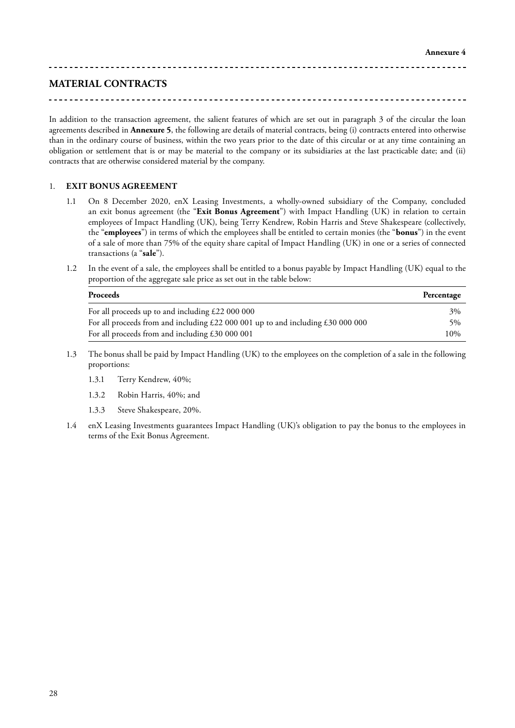# MATERIAL CONTRACTS

In addition to the transaction agreement, the salient features of which are set out in paragraph 3 of the circular the loan agreements described in **Annexure 5**, the following are details of material contracts, being (i) contracts entered into otherwise than in the ordinary course of business, within the two years prior to the date of this circular or at any time containing an obligation or settlement that is or may be material to the company or its subsidiaries at the last practicable date; and (ii) contracts that are otherwise considered material by the company.

## 1. EXIT BONUS AGREEMENT

1.1 On 8 December 2020, enX Leasing Investments, a wholly-owned subsidiary of the Company, concluded an exit bonus agreement (the "**Exit Bonus Agreement**") with Impact Handling (UK) in relation to certain employees of Impact Handling (UK), being Terry Kendrew, Robin Harris and Steve Shakespeare (collectively, the "**employees**") in terms of which the employees shall be entitled to certain monies (the "**bonus**") in the event of a sale of more than 75% of the equity share capital of Impact Handling (UK) in one or a series of connected transactions (a "**sale**").

1.2 In the event of a sale, the employees shall be entitled to a bonus payable by Impact Handling (UK) equal to the proportion of the aggregate sale price as set out in the table below:

| Proceeds | Percentage |
|---|---|
| For all proceeds up to and including £22 000 000 | 3% |
| For all proceeds from and including £22 000 001 up to and including £30 000 000 | 5% |
| For all proceeds from and including £30 000 001 | 10% |

1.3 The bonus shall be paid by Impact Handling (UK) to the employees on the completion of a sale in the following proportions:

1.3.1 Terry Kendrew, 40%;

1.3.2 Robin Harris, 40%; and

1.3.3 Steve Shakespeare, 20%.

1.4 enX Leasing Investments guarantees Impact Handling (UK)'s obligation to pay the bonus to the employees in terms of the Exit Bonus Agreement.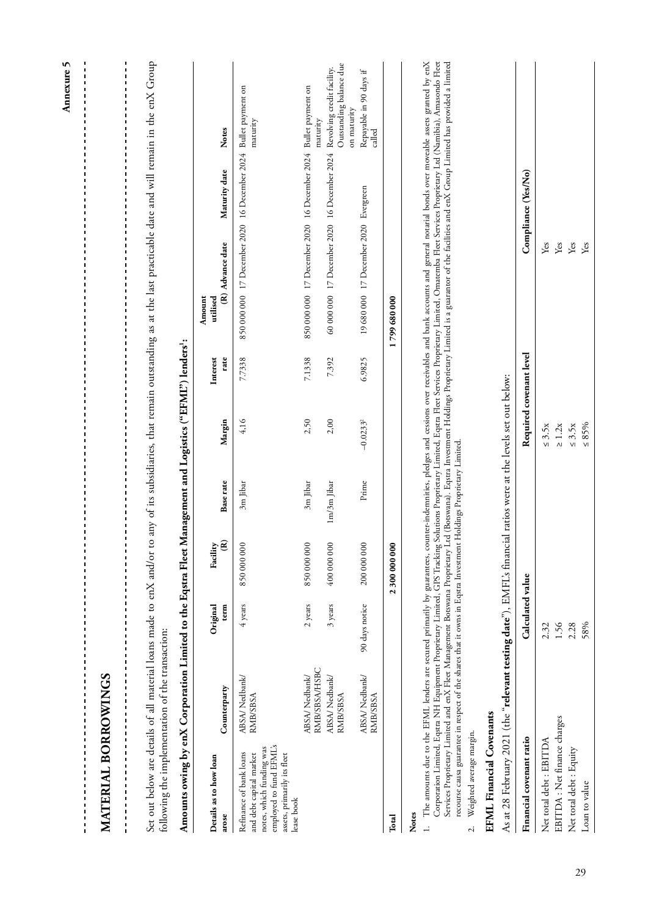**Annexure 5**

# MATERIAL BORROWINGS

Set out below are details of all material loans made to enX and/or to any of its subsidiaries, that remain outstanding as at the last practicable date and will remain in the enX Group following the implementation of the transaction:

### Amounts owing by enX Corporation Limited to the Eqstra Fleet Management and Logistics ("EFML") lenders[1]:

| Details as to how loan arose | Counterparty | Original term | Facility (R) | Base rate | Margin | Interest rate | Amount utilised (R) | Advance date | Maturity date | Notes |
|---|---|---|---|---|---|---|---|---|---|---|
| Refinance of bank loans and debt capital market notes, which funding was employed to fund EFML's assets, primarily its fleet lease book | ABSA/ Nedbank/ RMB/SBSA | 4 years | 850 000 000 | 3m Jibar | 4,16 | 7.7338 | 850 000 000 | 17 December 2020 | 16 December 2024 | Bullet payment on maturity |
| | ABSA/ Nedbank/ RMB/SBSA/HSBC | 2 years | 850 000 000 | 3m Jibar | 2,50 | 7.1338 | 850 000 000 | 17 December 2020 | 16 December 2024 | Bullet payment on maturity |
| | ABSA/ Nedbank/ RMB/SBSA | 3 years | 400 000 000 | 1m/3m Jibar | 2,00 | 7.392 | 60 000 000 | 17 December 2020 | 16 December 2024 | Revolving credit facility. Outstanding balance due on maturity |
| | ABSA/ Nedbank/ RMB/SBSA | 90 days notice | 200 000 000 | Prime | –0.0233[2] | 6.9825 | 19 680 000 | 17 December 2020 | Evergreen | Repayable in 90 days if called |
| **Total** | | | **2 300 000 000** | | | | **1 799 680 000** | | | |

**Notes**

1. The amounts due to the EFML lenders are secured primarily by guarantees, counter-indemnities, pledges and cessions over receivables and bank accounts and general notarial bonds over moveable assets granted by enX Corporation Limited, Eqstra NH Equipment Proprietary Limited, GPS Tracking Solutions Proprietary Limited, Eqstra Fleet Services Proprietary Limited, Omatemba Fleet Services Proprietary Ltd (Namibia), Amasondo Fleet Services Proprietary Limited and enX Fleet Management Botswana Proprietary Ltd (Botswana). Eqstra Investment Holdings Proprietary Limited is a guarantor of the facilities and enX Group Limited has provided a limited recourse causa guarantee in respect of the shares that it owns in Eqstra Investment Holdings Proprietary Limited.
2. Weighted average margin.

### EFML Financial Covenants

As at 28 February 2021 (the "**relevant testing date**"), EMFL's financial ratios were at the levels set out below:

| Financial covenant ratio | Calculated value | Required covenant level | Compliance (Yes/No) |
|---|---|---|---|
| Net total debt : EBITDA | 2.32 | ≤ 3.5x | Yes |
| EBITDA : Net finance charges | 1.56 | ≥ 1.2x | Yes |
| Net total debt : Equity | 2.28 | ≤ 3.5x | Yes |
| Loan to value | 58% | ≤ 85% | Yes |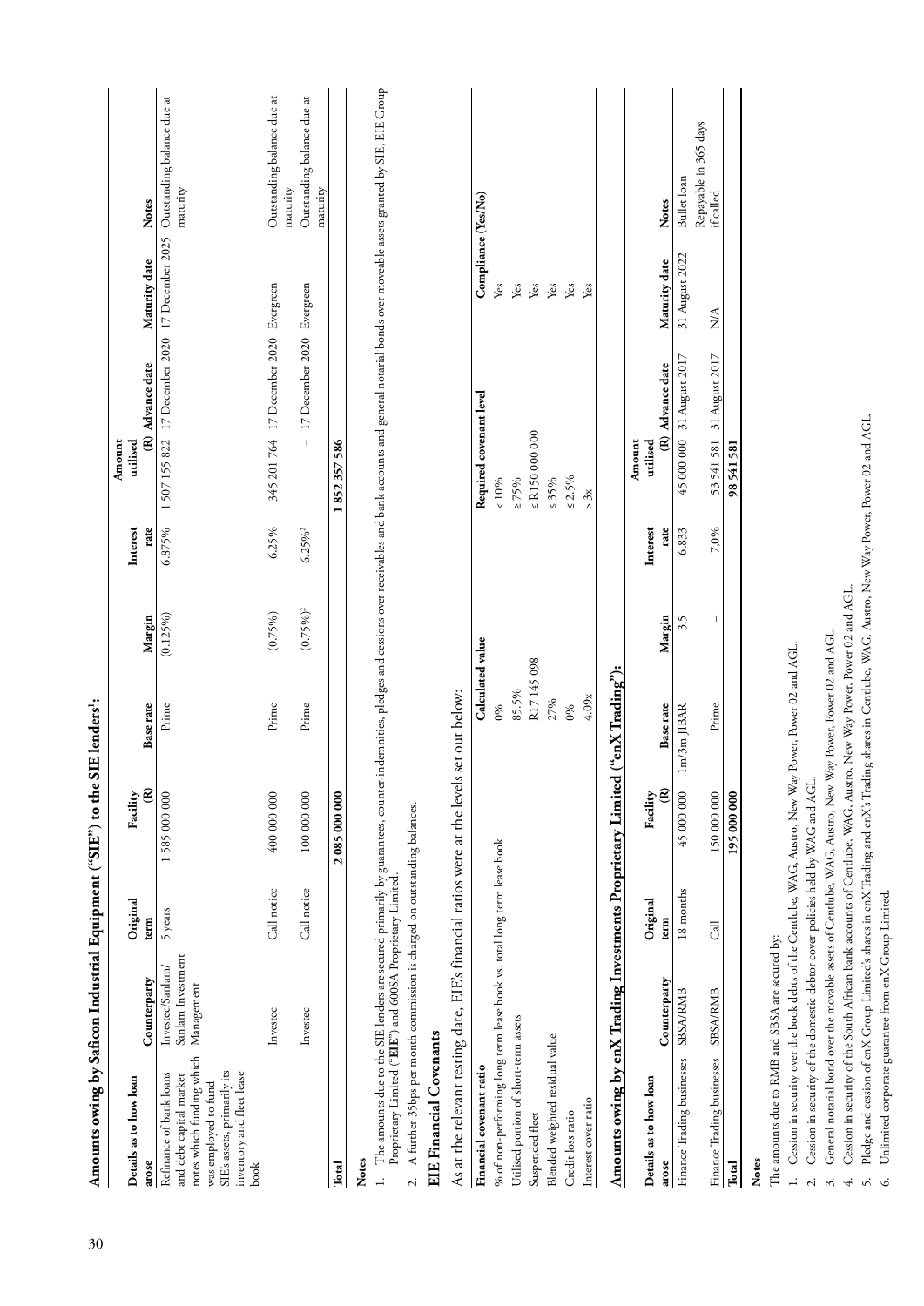## Amounts owing by Saficon Industrial Equipment ("SIE") to the SIE lenders[1]:

| Details as to how loan arose | Counterparty | Original term | Facility (R) | Base rate | Margin | Interest rate | Amount utilised (R) | Advance date | Maturity date | Notes |
|---|---|---|---|---|---|---|---|---|---|---|
| Refinance of bank loans and debt capital market notes which funding which was employed to fund SIE's assets, primarily its inventory and fleet lease book | Investec/Sanlam/ Sanlam Investment Management | 5 years | 1 585 000 000 | Prime | (0.125%) | 6.875% | 1 507 155 822 | 17 December 2020 | 17 December 2025 | Outstanding balance due at maturity |
| | Investec | Call notice | 400 000 000 | Prime | (0.75%) | 6.25% | 345 201 764 | 17 December 2020 | Evergreen | Outstanding balance due at maturity |
| | Investec | Call notice | 100 000 000 | Prime | (0.75%)[2] | 6.25%[2] | – | 17 December 2020 | Evergreen | Outstanding balance due at maturity |
| **Total** | | | **2 085 000 000** | | | | **1 852 357 586** | | | |

**Notes**

1. The amounts due to the SIE lenders are secured primarily by guarantees, counter-indemnities, pledges and cessions over receivables and bank accounts and general notarial bonds over moveable assets granted by SIE, EIE Group Proprietary Limited ("**EIE**") and 600SA Proprietary Limited.
2. A further 35bps per month commission is charged on outstanding balances.

### EIE Financial Covenants

As at the relevant testing date, EIE's financial ratios were at the levels set out below:

| Financial covenant ratio | Calculated value | Required covenant level | Compliance (Yes/No) |
|---|---|---|---|
| % of non-performing long term lease book vs. total long term lease book | 0% | < 10% | Yes |
| Utilised portion of short-term assets | 85,5% | ≥ 75% | Yes |
| Suspended fleet | R17 145 098 | ≤ R150 000 000 | Yes |
| Blended weighted residual value | 27% | ≤ 35% | Yes |
| Credit loss ratio | 0% | ≤ 2.5% | Yes |
| Interest cover ratio | 4.09x | > 3x | Yes |

## Amounts owing by enX Trading Investments Proprietary Limited ("enX Trading"):

| Details as to how loan arose | Counterparty | Original term | Facility (R) | Base rate | Margin | Interest rate | Amount utilised (R) | Advance date | Maturity date | Notes |
|---|---|---|---|---|---|---|---|---|---|---|
| Finance Trading businesses | SBSA/RMB | 18 months | 45 000 000 | 1m/3m JIBAR | 3.5 | 6.833 | 45 000 000 | 31 August 2017 | 31 August 2022 | Bullet loan |
| Finance Trading businesses | SBSA/RMB | Call | 150 000 000 | Prime | – | 7,0% | 53 541 581 | 31 August 2017 | N/A | Repayable in 365 days if called |
| **Total** | | | **195 000 000** | | | | **98 541 581** | | | |

**Notes**

The amounts due to RMB and SBSA are secured by:

1. Cession in security over the book debts of the Centlube, WAG, Austro, New Way Power, Power 02 and AGL.
2. Cession in security of the domestic debtor cover policies held by WAG and AGL.
3. General notarial bond over the movable assets of Centlube, WAG, Austro, New Way Power, Power 02 and AGL.
4. Cession in security of the South African bank accounts of Centlube, WAG, Austro, New Way Power, Power 02 and AGL.
5. Pledge and cession of enX Group Limited's shares in enX Trading and enX's Trading shares in Centlube, WAG, Austro, New Way Power, Power 02 and AGL.
6. Unlimited corporate guarantee from enX Group Limited.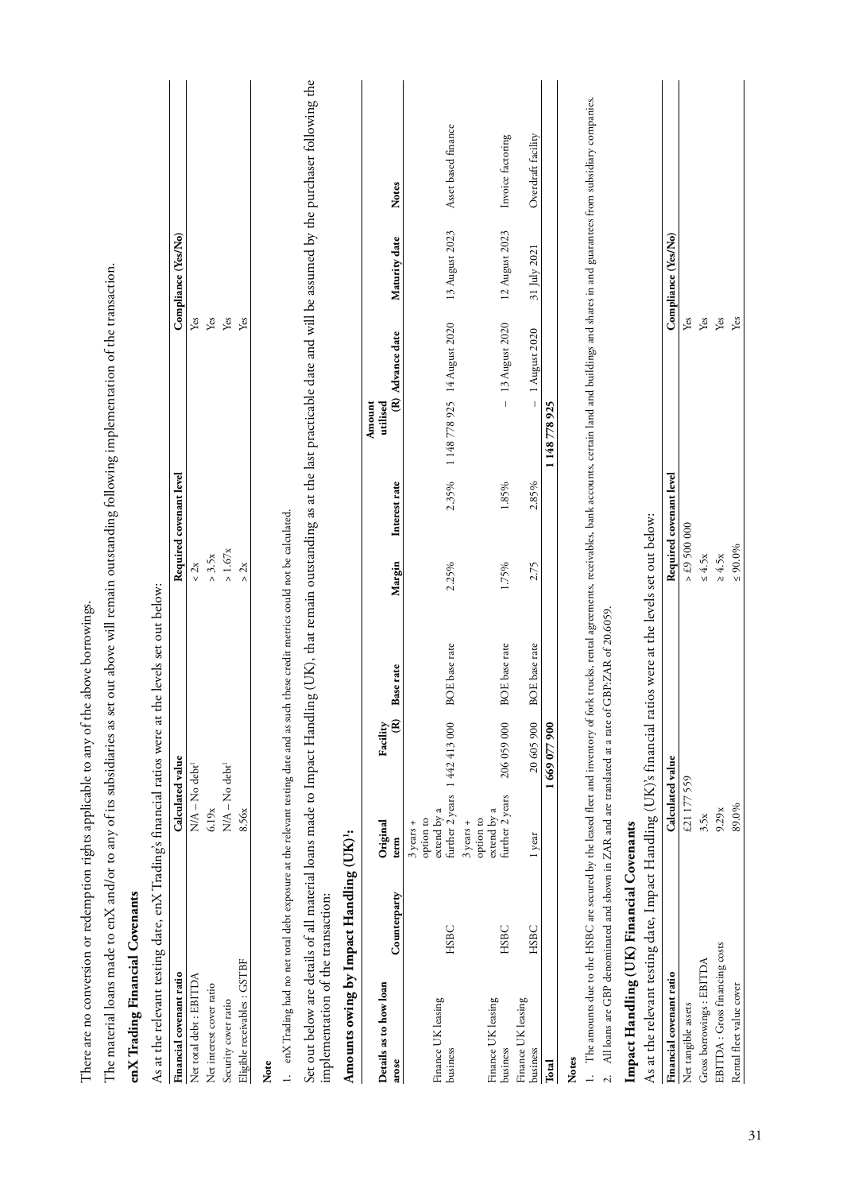There are no conversion or redemption rights applicable to any of the above borrowings.

The material loans made to enX and/or to any of its subsidiaries as set out above will remain outstanding following implementation of the transaction.

### enX Trading Financial Covenants

As at the relevant testing date, enX Trading's financial ratios were at the levels set out below:

| Financial covenant ratio | Calculated value | Required covenant level | Compliance (Yes/No) |
|---|---|---|---|
| Net total debt : EBITDA | N/A – No debt[1] | < 2x | Yes |
| Net interest cover ratio | 6.19x | > 3.5x | Yes |
| Security cover ratio | N/A – No debt[1] | > 1.67x | Yes |
| Eligible receivables : GSTBF | 8.56x | > 2x | Yes |

**Note**

1. enX Trading had no net total debt exposure at the relevant testing date and as such these credit metrics could not be calculated.

Set out below are details of all material loans made to Impact Handling (UK), that remain outstanding as at the last practicable date and will be assumed by the purchaser following the implementation of the transaction:

### Amounts owing by Impact Handling (UK)[1]:

| Details as to how loan arose | Counterparty | Original term | Facility (R) | Base rate | Margin | Interest rate | Amount utilised (R) | Advance date | Maturity date | Notes |
|---|---|---|---|---|---|---|---|---|---|---|
| Finance UK leasing business | HSBC | 3 years + option to extend by a further 2 years | 1 442 413 000 | BOE base rate | 2.25% | 2.35% | 1 148 778 925 | 14 August 2020 | 13 August 2023 | Asset based finance |
| Finance UK leasing business | HSBC | 3 years + option to extend by a further 2 years | 206 059 000 | BOE base rate | 1.75% | 1.85% | – | 13 August 2020 | 12 August 2023 | Invoice factoring |
| Finance UK leasing business | HSBC | 1 year | 20 605 900 | BOE base rate | 2.75 | 2.85% | – | 1 August 2020 | 31 July 2021 | Overdraft facility |
| **Total** | | | **1 669 077 900** | | | | **1 148 778 925** | | | |

**Notes**

1. The amounts due to the HSBC are secured by the leased fleet and inventory of fork trucks, rental agreements, receivables, bank accounts, certain land and buildings and shares in and guarantees from subsidiary companies.
2. All loans are GBP denominated and shown in ZAR and are translated at a rate of GBP:ZAR of 20.6059.

### Impact Handling (UK) Financial Covenants

As at the relevant testing date, Impact Handling (UK)'s financial ratios were at the levels set out below:

| Financial covenant ratio | Calculated value | Required covenant level | Compliance (Yes/No) |
|---|---|---|---|
| Net tangible assets | £21 177 559 | > £9 500 000 | Yes |
| Gross borrowings : EBITDA | 3.5x | ≤ 4.5x | Yes |
| EBITDA : Gross financing costs | 9.29x | ≥ 4.5x | Yes |
| Rental fleet value cover | 89.0% | ≤ 90.0% | Yes |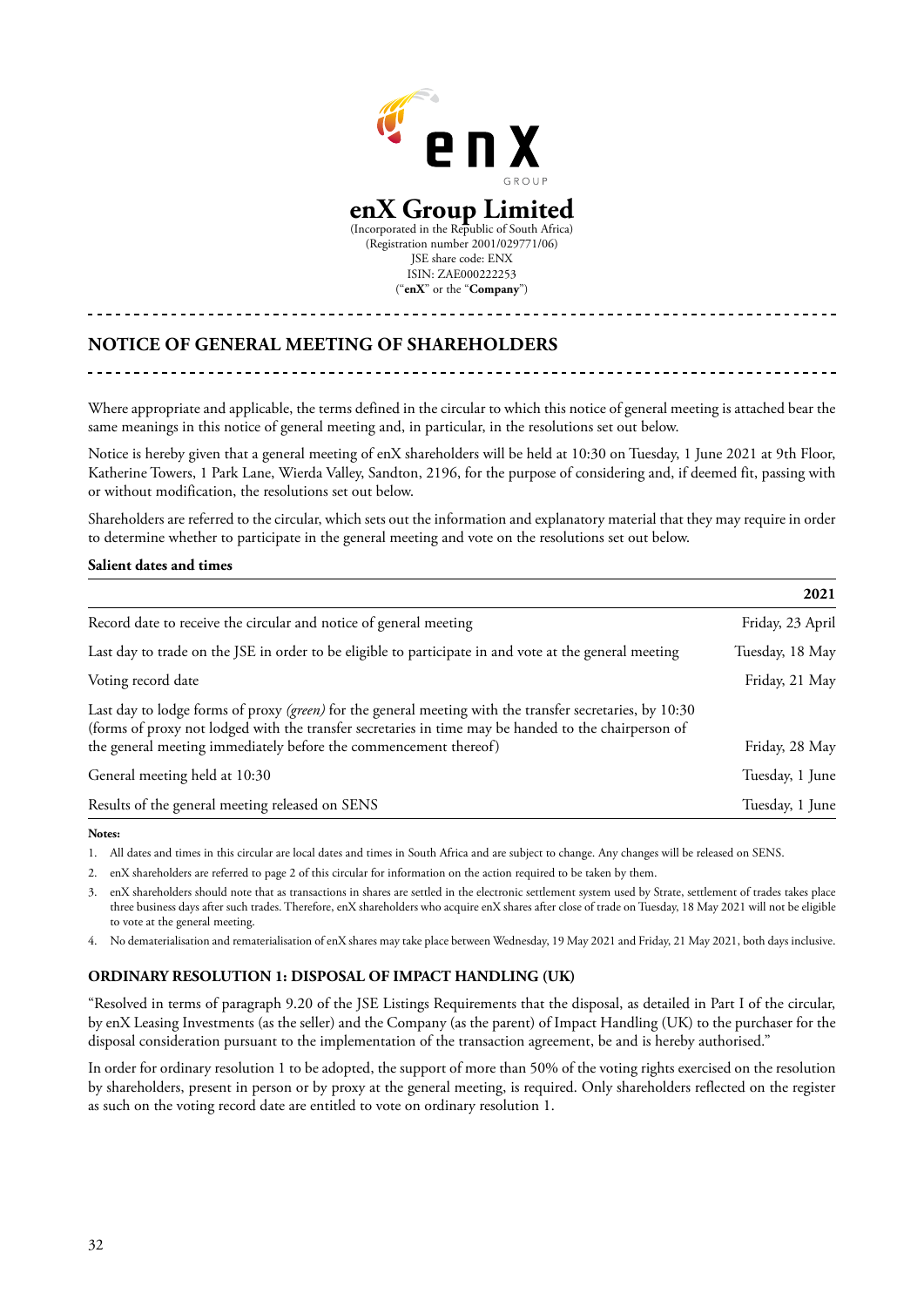# enX Group Limited

(Incorporated in the Republic of South Africa)
(Registration number 2001/029771/06)
JSE share code: ENX
ISIN: ZAE000222253
("**enX**" or the "**Company**")

## NOTICE OF GENERAL MEETING OF SHAREHOLDERS

Where appropriate and applicable, the terms defined in the circular to which this notice of general meeting is attached bear the same meanings in this notice of general meeting and, in particular, in the resolutions set out below.

Notice is hereby given that a general meeting of enX shareholders will be held at 10:30 on Tuesday, 1 June 2021 at 9th Floor, Katherine Towers, 1 Park Lane, Wierda Valley, Sandton, 2196, for the purpose of considering and, if deemed fit, passing with or without modification, the resolutions set out below.

Shareholders are referred to the circular, which sets out the information and explanatory material that they may require in order to determine whether to participate in the general meeting and vote on the resolutions set out below.

**Salient dates and times**

| | **2021** |
|---|---|
| Record date to receive the circular and notice of general meeting | Friday, 23 April |
| Last day to trade on the JSE in order to be eligible to participate in and vote at the general meeting | Tuesday, 18 May |
| Voting record date | Friday, 21 May |
| Last day to lodge forms of proxy *(green)* for the general meeting with the transfer secretaries, by 10:30 (forms of proxy not lodged with the transfer secretaries in time may be handed to the chairperson of the general meeting immediately before the commencement thereof) | Friday, 28 May |
| General meeting held at 10:30 | Tuesday, 1 June |
| Results of the general meeting released on SENS | Tuesday, 1 June |

**Notes:**

1. All dates and times in this circular are local dates and times in South Africa and are subject to change. Any changes will be released on SENS.
2. enX shareholders are referred to page 2 of this circular for information on the action required to be taken by them.
3. enX shareholders should note that as transactions in shares are settled in the electronic settlement system used by Strate, settlement of trades takes place three business days after such trades. Therefore, enX shareholders who acquire enX shares after close of trade on Tuesday, 18 May 2021 will not be eligible to vote at the general meeting.
4. No dematerialisation and rematerialisation of enX shares may take place between Wednesday, 19 May 2021 and Friday, 21 May 2021, both days inclusive.

### ORDINARY RESOLUTION 1: DISPOSAL OF IMPACT HANDLING (UK)

"Resolved in terms of paragraph 9.20 of the JSE Listings Requirements that the disposal, as detailed in Part I of the circular, by enX Leasing Investments (as the seller) and the Company (as the parent) of Impact Handling (UK) to the purchaser for the disposal consideration pursuant to the implementation of the transaction agreement, be and is hereby authorised."

In order for ordinary resolution 1 to be adopted, the support of more than 50% of the voting rights exercised on the resolution by shareholders, present in person or by proxy at the general meeting, is required. Only shareholders reflected on the register as such on the voting record date are entitled to vote on ordinary resolution 1.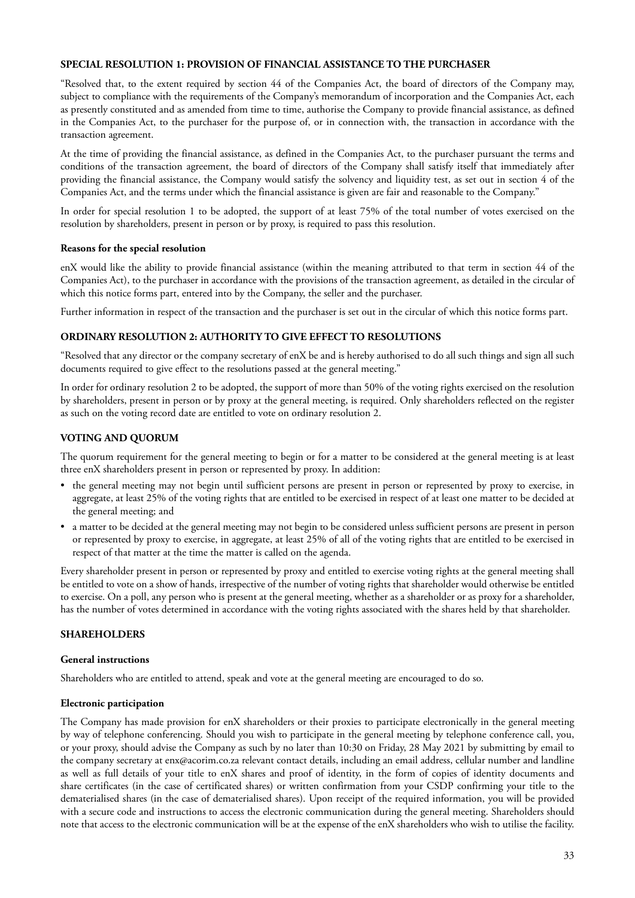### SPECIAL RESOLUTION 1: PROVISION OF FINANCIAL ASSISTANCE TO THE PURCHASER

"Resolved that, to the extent required by section 44 of the Companies Act, the board of directors of the Company may, subject to compliance with the requirements of the Company's memorandum of incorporation and the Companies Act, each as presently constituted and as amended from time to time, authorise the Company to provide financial assistance, as defined in the Companies Act, to the purchaser for the purpose of, or in connection with, the transaction in accordance with the transaction agreement.

At the time of providing the financial assistance, as defined in the Companies Act, to the purchaser pursuant the terms and conditions of the transaction agreement, the board of directors of the Company shall satisfy itself that immediately after providing the financial assistance, the Company would satisfy the solvency and liquidity test, as set out in section 4 of the Companies Act, and the terms under which the financial assistance is given are fair and reasonable to the Company."

In order for special resolution 1 to be adopted, the support of at least 75% of the total number of votes exercised on the resolution by shareholders, present in person or by proxy, is required to pass this resolution.

#### Reasons for the special resolution

enX would like the ability to provide financial assistance (within the meaning attributed to that term in section 44 of the Companies Act), to the purchaser in accordance with the provisions of the transaction agreement, as detailed in the circular of which this notice forms part, entered into by the Company, the seller and the purchaser.

Further information in respect of the transaction and the purchaser is set out in the circular of which this notice forms part.

### ORDINARY RESOLUTION 2: AUTHORITY TO GIVE EFFECT TO RESOLUTIONS

"Resolved that any director or the company secretary of enX be and is hereby authorised to do all such things and sign all such documents required to give effect to the resolutions passed at the general meeting."

In order for ordinary resolution 2 to be adopted, the support of more than 50% of the voting rights exercised on the resolution by shareholders, present in person or by proxy at the general meeting, is required. Only shareholders reflected on the register as such on the voting record date are entitled to vote on ordinary resolution 2.

### VOTING AND QUORUM

The quorum requirement for the general meeting to begin or for a matter to be considered at the general meeting is at least three enX shareholders present in person or represented by proxy. In addition:

- the general meeting may not begin until sufficient persons are present in person or represented by proxy to exercise, in aggregate, at least 25% of the voting rights that are entitled to be exercised in respect of at least one matter to be decided at the general meeting; and
- a matter to be decided at the general meeting may not begin to be considered unless sufficient persons are present in person or represented by proxy to exercise, in aggregate, at least 25% of all of the voting rights that are entitled to be exercised in respect of that matter at the time the matter is called on the agenda.

Every shareholder present in person or represented by proxy and entitled to exercise voting rights at the general meeting shall be entitled to vote on a show of hands, irrespective of the number of voting rights that shareholder would otherwise be entitled to exercise. On a poll, any person who is present at the general meeting, whether as a shareholder or as proxy for a shareholder, has the number of votes determined in accordance with the voting rights associated with the shares held by that shareholder.

### SHAREHOLDERS

#### General instructions

Shareholders who are entitled to attend, speak and vote at the general meeting are encouraged to do so.

#### Electronic participation

The Company has made provision for enX shareholders or their proxies to participate electronically in the general meeting by way of telephone conferencing. Should you wish to participate in the general meeting by telephone conference call, you, or your proxy, should advise the Company as such by no later than 10:30 on Friday, 28 May 2021 by submitting by email to the company secretary at enx@acorim.co.za relevant contact details, including an email address, cellular number and landline as well as full details of your title to enX shares and proof of identity, in the form of copies of identity documents and share certificates (in the case of certificated shares) or written confirmation from your CSDP confirming your title to the dematerialised shares (in the case of dematerialised shares). Upon receipt of the required information, you will be provided with a secure code and instructions to access the electronic communication during the general meeting. Shareholders should note that access to the electronic communication will be at the expense of the enX shareholders who wish to utilise the facility.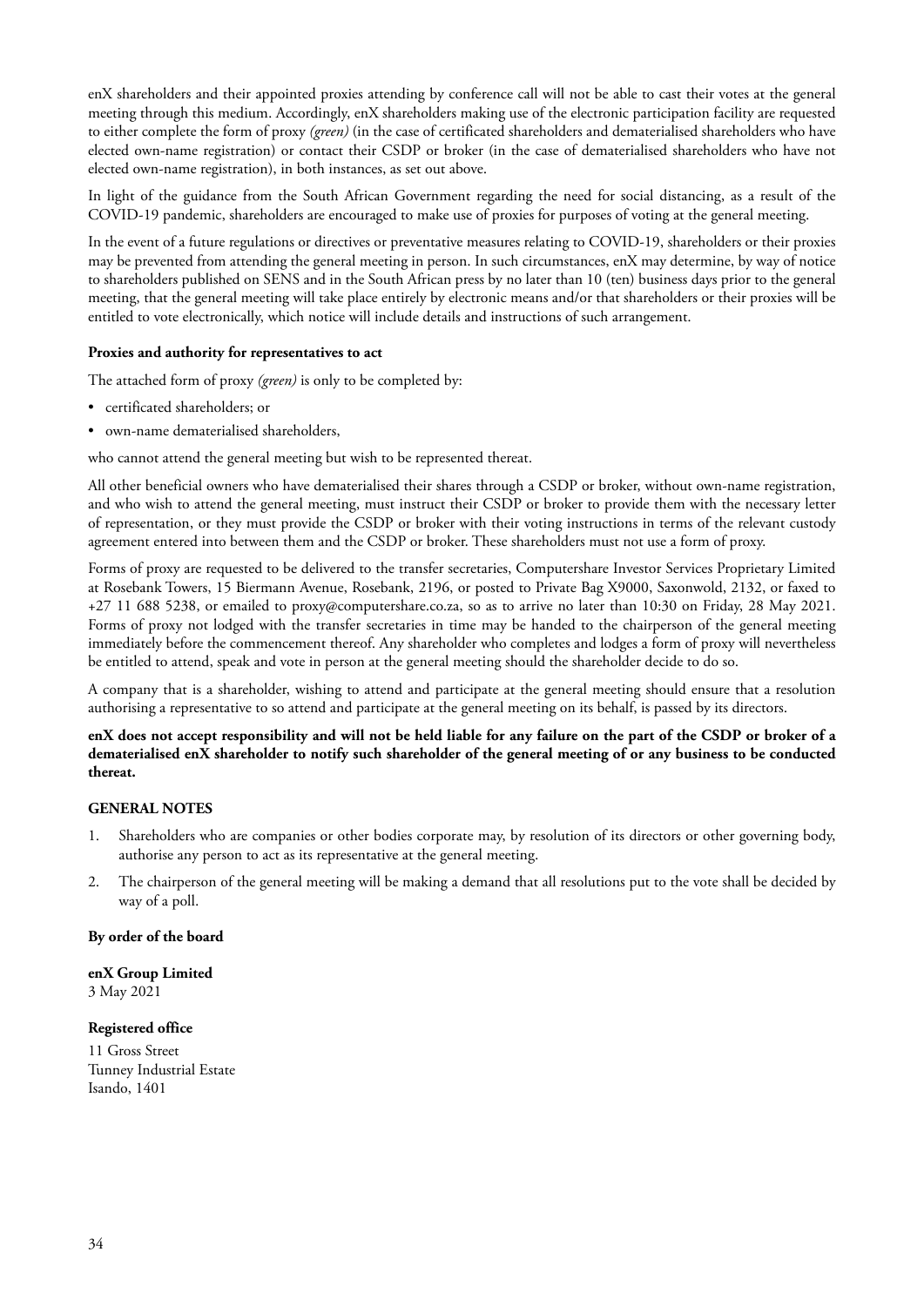enX shareholders and their appointed proxies attending by conference call will not be able to cast their votes at the general meeting through this medium. Accordingly, enX shareholders making use of the electronic participation facility are requested to either complete the form of proxy *(green)* (in the case of certificated shareholders and dematerialised shareholders who have elected own-name registration) or contact their CSDP or broker (in the case of dematerialised shareholders who have not elected own-name registration), in both instances, as set out above.

In light of the guidance from the South African Government regarding the need for social distancing, as a result of the COVID-19 pandemic, shareholders are encouraged to make use of proxies for purposes of voting at the general meeting.

In the event of a future regulations or directives or preventative measures relating to COVID-19, shareholders or their proxies may be prevented from attending the general meeting in person. In such circumstances, enX may determine, by way of notice to shareholders published on SENS and in the South African press by no later than 10 (ten) business days prior to the general meeting, that the general meeting will take place entirely by electronic means and/or that shareholders or their proxies will be entitled to vote electronically, which notice will include details and instructions of such arrangement.

**Proxies and authority for representatives to act**

The attached form of proxy *(green)* is only to be completed by:

- certificated shareholders; or
- own-name dematerialised shareholders,

who cannot attend the general meeting but wish to be represented thereat.

All other beneficial owners who have dematerialised their shares through a CSDP or broker, without own-name registration, and who wish to attend the general meeting, must instruct their CSDP or broker to provide them with the necessary letter of representation, or they must provide the CSDP or broker with their voting instructions in terms of the relevant custody agreement entered into between them and the CSDP or broker. These shareholders must not use a form of proxy.

Forms of proxy are requested to be delivered to the transfer secretaries, Computershare Investor Services Proprietary Limited at Rosebank Towers, 15 Biermann Avenue, Rosebank, 2196, or posted to Private Bag X9000, Saxonwold, 2132, or faxed to +27 11 688 5238, or emailed to proxy@computershare.co.za, so as to arrive no later than 10:30 on Friday, 28 May 2021. Forms of proxy not lodged with the transfer secretaries in time may be handed to the chairperson of the general meeting immediately before the commencement thereof. Any shareholder who completes and lodges a form of proxy will nevertheless be entitled to attend, speak and vote in person at the general meeting should the shareholder decide to do so.

A company that is a shareholder, wishing to attend and participate at the general meeting should ensure that a resolution authorising a representative to so attend and participate at the general meeting on its behalf, is passed by its directors.

**enX does not accept responsibility and will not be held liable for any failure on the part of the CSDP or broker of a dematerialised enX shareholder to notify such shareholder of the general meeting of or any business to be conducted thereat.**

**GENERAL NOTES**

1. Shareholders who are companies or other bodies corporate may, by resolution of its directors or other governing body, authorise any person to act as its representative at the general meeting.
2. The chairperson of the general meeting will be making a demand that all resolutions put to the vote shall be decided by way of a poll.

**By order of the board**

**enX Group Limited**
3 May 2021

**Registered office**

11 Gross Street
Tunney Industrial Estate
Isando, 1401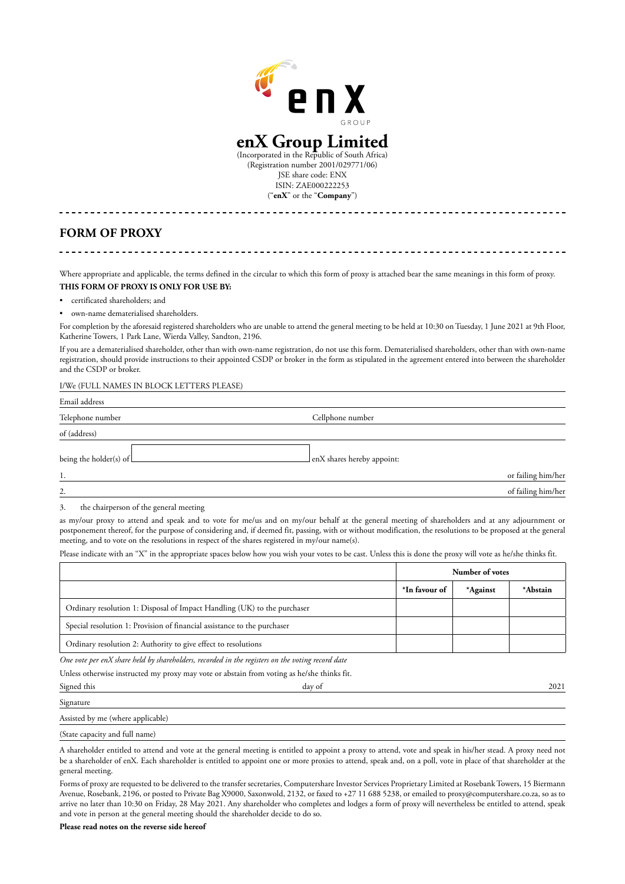# enX Group Limited

(Incorporated in the Republic of South Africa)
(Registration number 2001/029771/06)
JSE share code: ENX
ISIN: ZAE000222253
("**enX**" or the "**Company**")

## FORM OF PROXY

Where appropriate and applicable, the terms defined in the circular to which this form of proxy is attached bear the same meanings in this form of proxy.

**THIS FORM OF PROXY IS ONLY FOR USE BY:**

- certificated shareholders; and
- own-name dematerialised shareholders.

For completion by the aforesaid registered shareholders who are unable to attend the general meeting to be held at 10:30 on Tuesday, 1 June 2021 at 9th Floor, Katherine Towers, 1 Park Lane, Wierda Valley, Sandton, 2196.

If you are a dematerialised shareholder, other than with own-name registration, do not use this form. Dematerialised shareholders, other than with own-name registration, should provide instructions to their appointed CSDP or broker in the form as stipulated in the agreement entered into between the shareholder and the CSDP or broker.

I/We (FULL NAMES IN BLOCK LETTERS PLEASE)

Email address

Telephone number Cellphone number

of (address)

being the holder(s) of ______________ enX shares hereby appoint:

1. ______________ or failing him/her

2. ______________ of failing him/her

3. the chairperson of the general meeting

as my/our proxy to attend and speak and to vote for me/us and on my/our behalf at the general meeting of shareholders and at any adjournment or postponement thereof, for the purpose of considering and, if deemed fit, passing, with or without modification, the resolutions to be proposed at the general meeting, and to vote on the resolutions in respect of the shares registered in my/our name(s).

Please indicate with an "X" in the appropriate spaces below how you wish your votes to be cast. Unless this is done the proxy will vote as he/she thinks fit.

| | Number of votes | | |
|---|---|---|---|
| | *In favour of | *Against | *Abstain |
| Ordinary resolution 1: Disposal of Impact Handling (UK) to the purchaser | | | |
| Special resolution 1: Provision of financial assistance to the purchaser | | | |
| Ordinary resolution 2: Authority to give effect to resolutions | | | |

*One vote per enX share held by shareholders, recorded in the registers on the voting record date*

Unless otherwise instructed my proxy may vote or abstain from voting as he/she thinks fit.

Signed this ______________ day of ______________ 2021

Signature

Assisted by me (where applicable)

(State capacity and full name)

A shareholder entitled to attend and vote at the general meeting is entitled to appoint a proxy to attend, vote and speak in his/her stead. A proxy need not be a shareholder of enX. Each shareholder is entitled to appoint one or more proxies to attend, speak and, on a poll, vote in place of that shareholder at the general meeting.

Forms of proxy are requested to be delivered to the transfer secretaries, Computershare Investor Services Proprietary Limited at Rosebank Towers, 15 Biermann Avenue, Rosebank, 2196, or posted to Private Bag X9000, Saxonwold, 2132, or faxed to +27 11 688 5238, or emailed to proxy@computershare.co.za, so as to arrive no later than 10:30 on Friday, 28 May 2021. Any shareholder who completes and lodges a form of proxy will nevertheless be entitled to attend, speak and vote in person at the general meeting should the shareholder decide to do so.

**Please read notes on the reverse side hereof**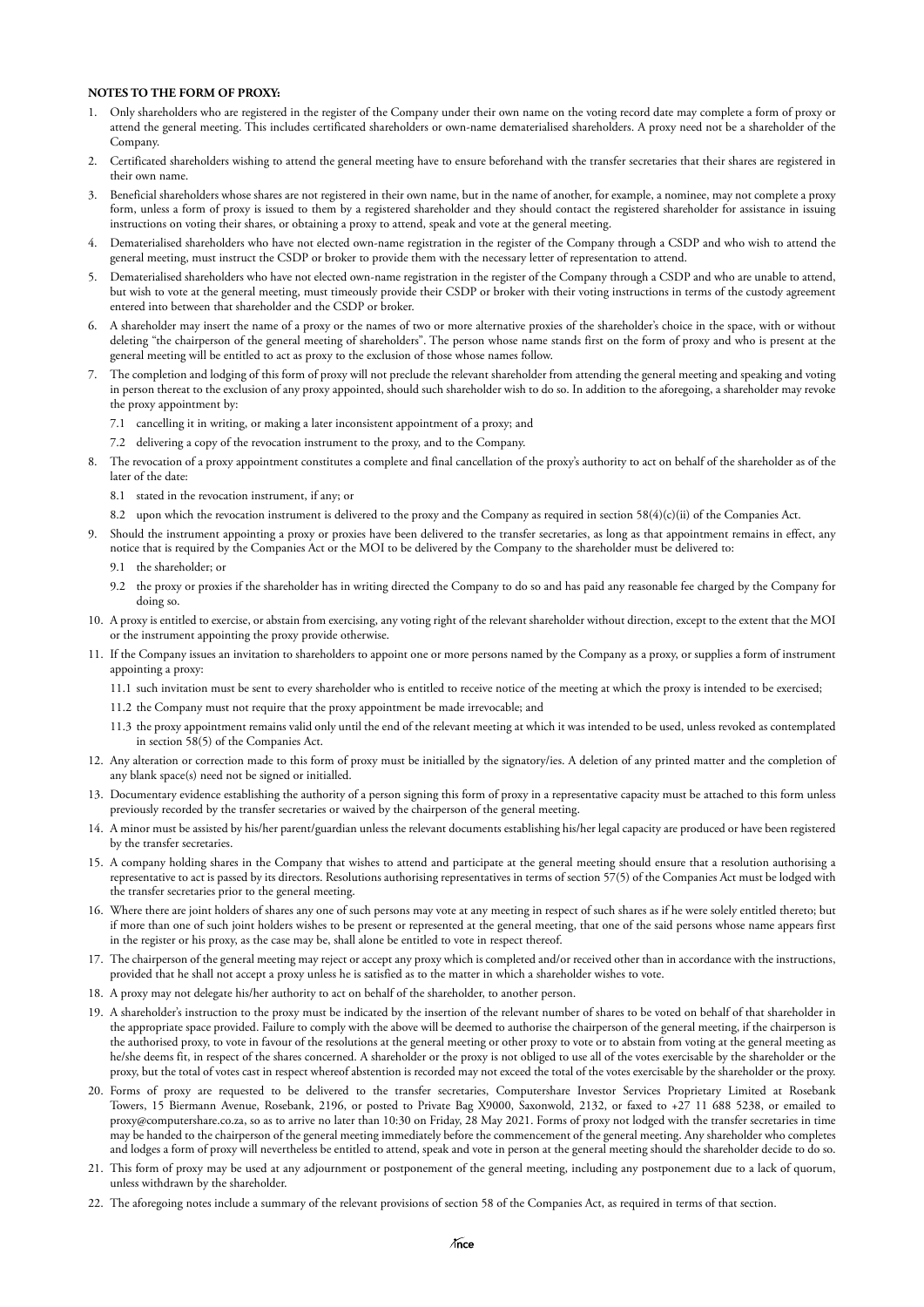**NOTES TO THE FORM OF PROXY:**

1. Only shareholders who are registered in the register of the Company under their own name on the voting record date may complete a form of proxy or attend the general meeting. This includes certificated shareholders or own-name dematerialised shareholders. A proxy need not be a shareholder of the Company.
2. Certificated shareholders wishing to attend the general meeting have to ensure beforehand with the transfer secretaries that their shares are registered in their own name.
3. Beneficial shareholders whose shares are not registered in their own name, but in the name of another, for example, a nominee, may not complete a proxy form, unless a form of proxy is issued to them by a registered shareholder and they should contact the registered shareholder for assistance in issuing instructions on voting their shares, or obtaining a proxy to attend, speak and vote at the general meeting.
4. Dematerialised shareholders who have not elected own-name registration in the register of the Company through a CSDP and who wish to attend the general meeting, must instruct the CSDP or broker to provide them with the necessary letter of representation to attend.
5. Dematerialised shareholders who have not elected own-name registration in the register of the Company through a CSDP and who are unable to attend, but wish to vote at the general meeting, must timeously provide their CSDP or broker with their voting instructions in terms of the custody agreement entered into between that shareholder and the CSDP or broker.
6. A shareholder may insert the name of a proxy or the names of two or more alternative proxies of the shareholder's choice in the space, with or without deleting "the chairperson of the general meeting of shareholders". The person whose name stands first on the form of proxy and who is present at the general meeting will be entitled to act as proxy to the exclusion of those whose names follow.
7. The completion and lodging of this form of proxy will not preclude the relevant shareholder from attending the general meeting and speaking and voting in person thereat to the exclusion of any proxy appointed, should such shareholder wish to do so. In addition to the aforegoing, a shareholder may revoke the proxy appointment by:
   7.1 cancelling it in writing, or making a later inconsistent appointment of a proxy; and
   7.2 delivering a copy of the revocation instrument to the proxy, and to the Company.
8. The revocation of a proxy appointment constitutes a complete and final cancellation of the proxy's authority to act on behalf of the shareholder as of the later of the date:
   8.1 stated in the revocation instrument, if any; or
   8.2 upon which the revocation instrument is delivered to the proxy and the Company as required in section 58(4)(c)(ii) of the Companies Act.
9. Should the instrument appointing a proxy or proxies have been delivered to the transfer secretaries, as long as that appointment remains in effect, any notice that is required by the Companies Act or the MOI to be delivered by the Company to the shareholder must be delivered to:
   9.1 the shareholder; or
   9.2 the proxy or proxies if the shareholder has in writing directed the Company to do so and has paid any reasonable fee charged by the Company for doing so.
10. A proxy is entitled to exercise, or abstain from exercising, any voting right of the relevant shareholder without direction, except to the extent that the MOI or the instrument appointing the proxy provide otherwise.
11. If the Company issues an invitation to shareholders to appoint one or more persons named by the Company as a proxy, or supplies a form of instrument appointing a proxy:
    11.1 such invitation must be sent to every shareholder who is entitled to receive notice of the meeting at which the proxy is intended to be exercised;
    11.2 the Company must not require that the proxy appointment be made irrevocable; and
    11.3 the proxy appointment remains valid only until the end of the relevant meeting at which it was intended to be used, unless revoked as contemplated in section 58(5) of the Companies Act.
12. Any alteration or correction made to this form of proxy must be initialled by the signatory/ies. A deletion of any printed matter and the completion of any blank space(s) need not be signed or initialled.
13. Documentary evidence establishing the authority of a person signing this form of proxy in a representative capacity must be attached to this form unless previously recorded by the transfer secretaries or waived by the chairperson of the general meeting.
14. A minor must be assisted by his/her parent/guardian unless the relevant documents establishing his/her legal capacity are produced or have been registered by the transfer secretaries.
15. A company holding shares in the Company that wishes to attend and participate at the general meeting should ensure that a resolution authorising a representative to act is passed by its directors. Resolutions authorising representatives in terms of section 57(5) of the Companies Act must be lodged with the transfer secretaries prior to the general meeting.
16. Where there are joint holders of shares any one of such persons may vote at any meeting in respect of such shares as if he were solely entitled thereto; but if more than one of such joint holders wishes to be present or represented at the general meeting, that one of the said persons whose name appears first in the register or his proxy, as the case may be, shall alone be entitled to vote in respect thereof.
17. The chairperson of the general meeting may reject or accept any proxy which is completed and/or received other than in accordance with the instructions, provided that he shall not accept a proxy unless he is satisfied as to the matter in which a shareholder wishes to vote.
18. A proxy may not delegate his/her authority to act on behalf of the shareholder, to another person.
19. A shareholder's instruction to the proxy must be indicated by the insertion of the relevant number of shares to be voted on behalf of that shareholder in the appropriate space provided. Failure to comply with the above will be deemed to authorise the chairperson of the general meeting, if the chairperson is the authorised proxy, to vote in favour of the resolutions at the general meeting or other proxy to vote or to abstain from voting at the general meeting as he/she deems fit, in respect of the shares concerned. A shareholder or the proxy is not obliged to use all of the votes exercisable by the shareholder or the proxy, but the total of votes cast in respect whereof abstention is recorded may not exceed the total of the votes exercisable by the shareholder or the proxy.
20. Forms of proxy are requested to be delivered to the transfer secretaries, Computershare Investor Services Proprietary Limited at Rosebank Towers, 15 Biermann Avenue, Rosebank, 2196, or posted to Private Bag X9000, Saxonwold, 2132, or faxed to +27 11 688 5238, or emailed to proxy@computershare.co.za, so as to arrive no later than 10:30 on Friday, 28 May 2021. Forms of proxy not lodged with the transfer secretaries in time may be handed to the chairperson of the general meeting immediately before the commencement of the general meeting. Any shareholder who completes and lodges a form of proxy will nevertheless be entitled to attend, speak and vote in person at the general meeting should the shareholder decide to do so.
21. This form of proxy may be used at any adjournment or postponement of the general meeting, including any postponement due to a lack of quorum, unless withdrawn by the shareholder.
22. The aforegoing notes include a summary of the relevant provisions of section 58 of the Companies Act, as required in terms of that section.